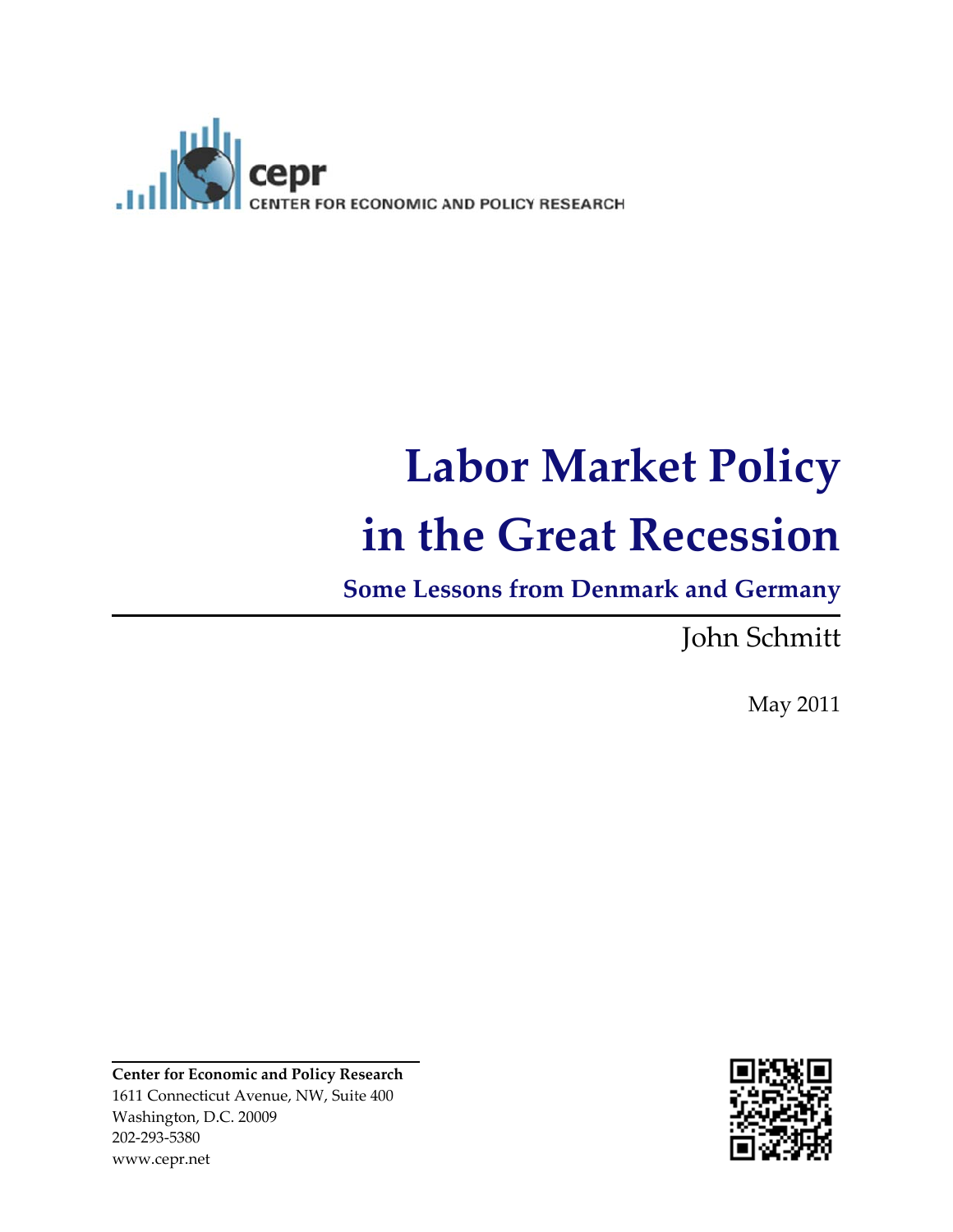cepr
CENTER FOR ECONOMIC AND POLICY RESEARCH

# Labor Market Policy in the Great Recession

## Some Lessons from Denmark and Germany

John Schmitt

May 2011

**Center for Economic and Policy Research**
1611 Connecticut Avenue, NW, Suite 400
Washington, D.C. 20009
202-293-5380
www.cepr.net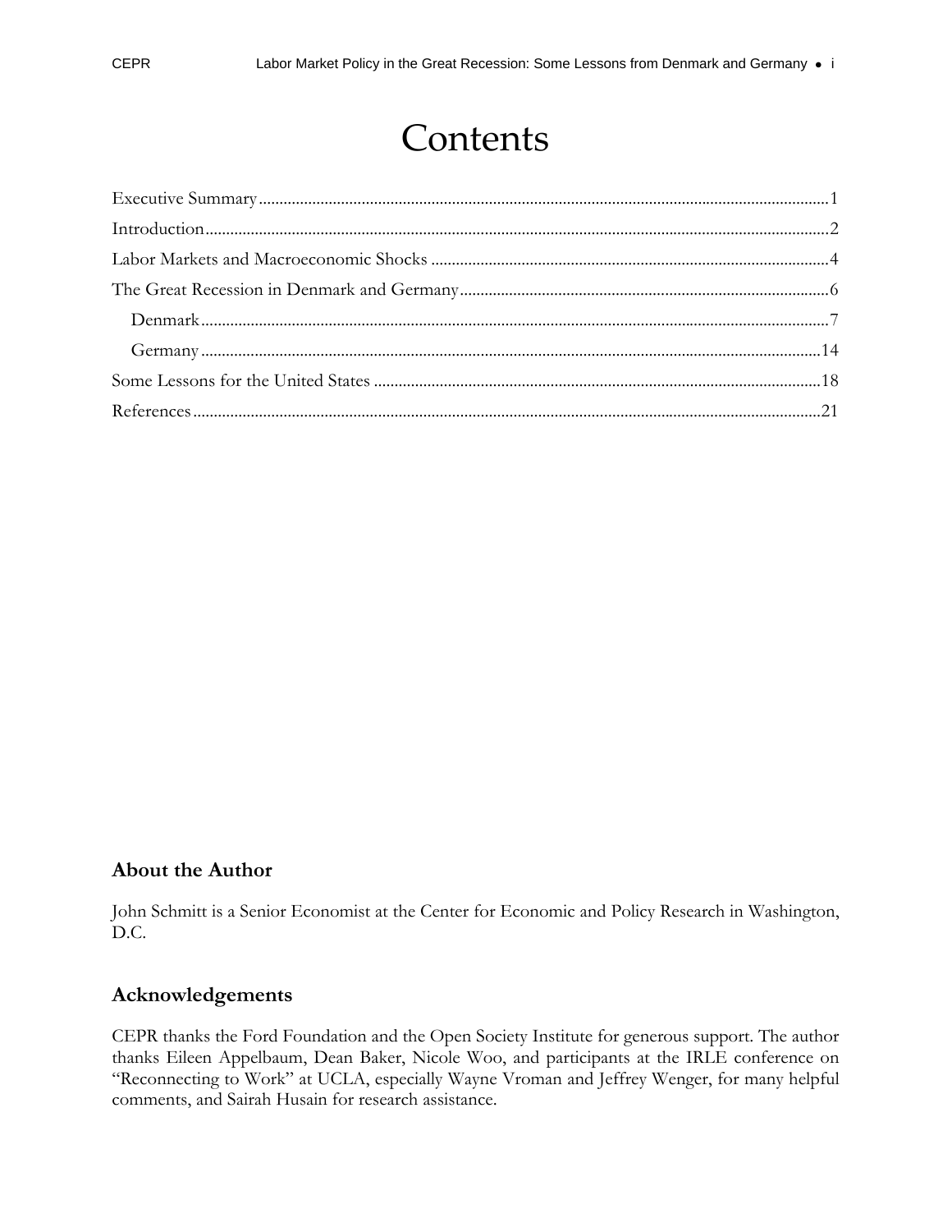# Contents

Executive Summary.......................................................................................................................................1

Introduction.....................................................................................................................................................2

Labor Markets and Macroeconomic Shocks ...............................................................................................4

The Great Recession in Denmark and Germany........................................................................................6

- Denmark.....................................................................................................................................................7
- Germany...................................................................................................................................................14

Some Lessons for the United States ..........................................................................................................18

References.....................................................................................................................................................21

## About the Author

John Schmitt is a Senior Economist at the Center for Economic and Policy Research in Washington, D.C.

## Acknowledgements

CEPR thanks the Ford Foundation and the Open Society Institute for generous support. The author thanks Eileen Appelbaum, Dean Baker, Nicole Woo, and participants at the IRLE conference on "Reconnecting to Work" at UCLA, especially Wayne Vroman and Jeffrey Wenger, for many helpful comments, and Sairah Husain for research assistance.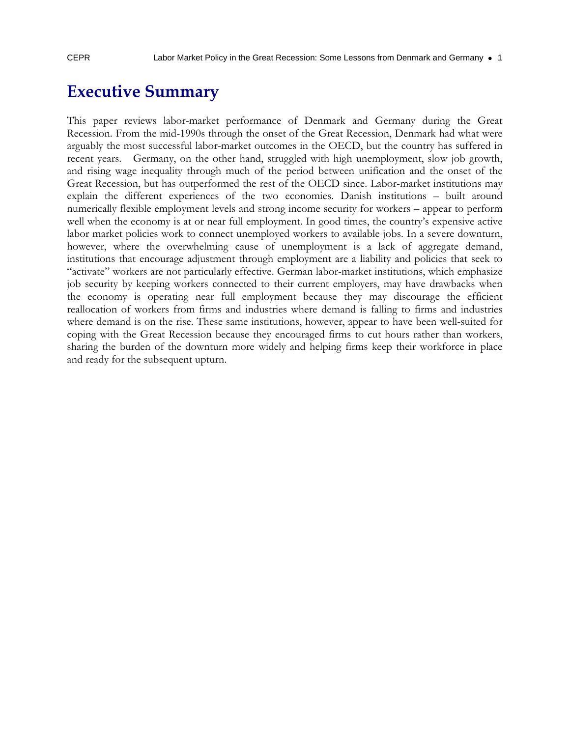# Executive Summary

This paper reviews labor-market performance of Denmark and Germany during the Great Recession. From the mid-1990s through the onset of the Great Recession, Denmark had what were arguably the most successful labor-market outcomes in the OECD, but the country has suffered in recent years. Germany, on the other hand, struggled with high unemployment, slow job growth, and rising wage inequality through much of the period between unification and the onset of the Great Recession, but has outperformed the rest of the OECD since. Labor-market institutions may explain the different experiences of the two economies. Danish institutions – built around numerically flexible employment levels and strong income security for workers – appear to perform well when the economy is at or near full employment. In good times, the country's expensive active labor market policies work to connect unemployed workers to available jobs. In a severe downturn, however, where the overwhelming cause of unemployment is a lack of aggregate demand, institutions that encourage adjustment through employment are a liability and policies that seek to "activate" workers are not particularly effective. German labor-market institutions, which emphasize job security by keeping workers connected to their current employers, may have drawbacks when the economy is operating near full employment because they may discourage the efficient reallocation of workers from firms and industries where demand is falling to firms and industries where demand is on the rise. These same institutions, however, appear to have been well-suited for coping with the Great Recession because they encouraged firms to cut hours rather than workers, sharing the burden of the downturn more widely and helping firms keep their workforce in place and ready for the subsequent upturn.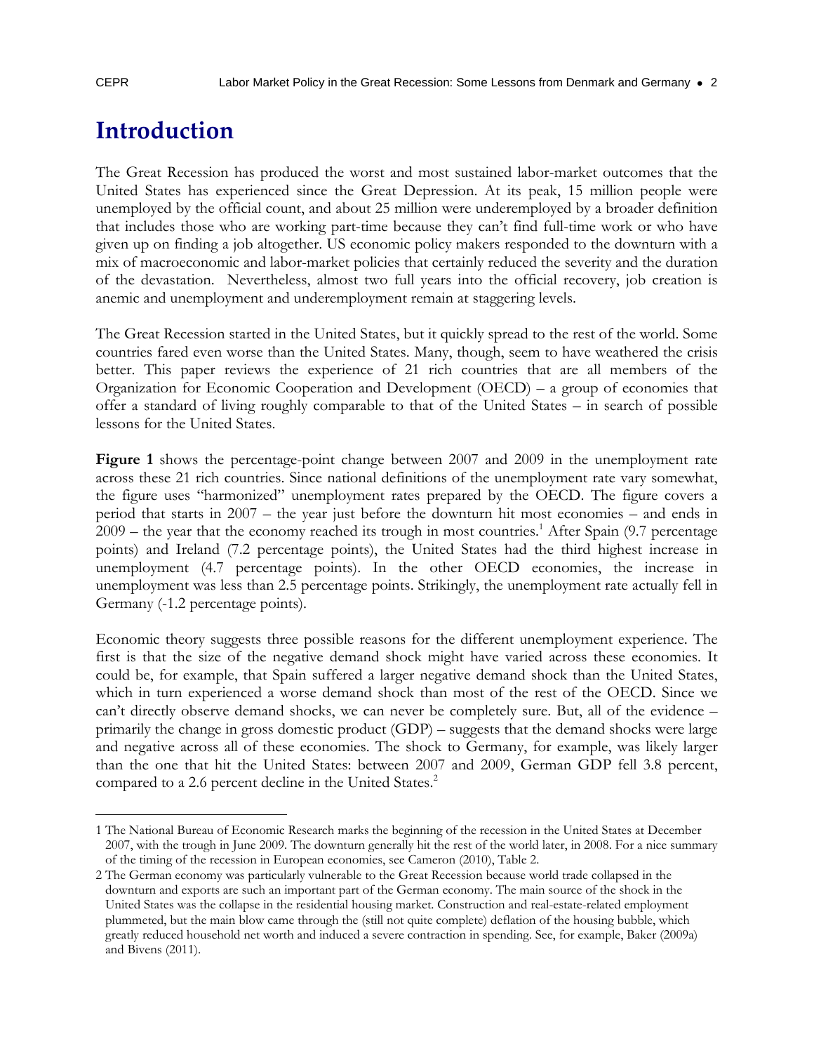# Introduction

The Great Recession has produced the worst and most sustained labor-market outcomes that the United States has experienced since the Great Depression. At its peak, 15 million people were unemployed by the official count, and about 25 million were underemployed by a broader definition that includes those who are working part-time because they can't find full-time work or who have given up on finding a job altogether. US economic policy makers responded to the downturn with a mix of macroeconomic and labor-market policies that certainly reduced the severity and the duration of the devastation. Nevertheless, almost two full years into the official recovery, job creation is anemic and unemployment and underemployment remain at staggering levels.

The Great Recession started in the United States, but it quickly spread to the rest of the world. Some countries fared even worse than the United States. Many, though, seem to have weathered the crisis better. This paper reviews the experience of 21 rich countries that are all members of the Organization for Economic Cooperation and Development (OECD) – a group of economies that offer a standard of living roughly comparable to that of the United States – in search of possible lessons for the United States.

**Figure 1** shows the percentage-point change between 2007 and 2009 in the unemployment rate across these 21 rich countries. Since national definitions of the unemployment rate vary somewhat, the figure uses "harmonized" unemployment rates prepared by the OECD. The figure covers a period that starts in 2007 – the year just before the downturn hit most economies – and ends in 2009 – the year that the economy reached its trough in most countries.[1] After Spain (9.7 percentage points) and Ireland (7.2 percentage points), the United States had the third highest increase in unemployment (4.7 percentage points). In the other OECD economies, the increase in unemployment was less than 2.5 percentage points. Strikingly, the unemployment rate actually fell in Germany (-1.2 percentage points).

Economic theory suggests three possible reasons for the different unemployment experience. The first is that the size of the negative demand shock might have varied across these economies. It could be, for example, that Spain suffered a larger negative demand shock than the United States, which in turn experienced a worse demand shock than most of the rest of the OECD. Since we can't directly observe demand shocks, we can never be completely sure. But, all of the evidence – primarily the change in gross domestic product (GDP) – suggests that the demand shocks were large and negative across all of these economies. The shock to Germany, for example, was likely larger than the one that hit the United States: between 2007 and 2009, German GDP fell 3.8 percent, compared to a 2.6 percent decline in the United States.[2]

---

1 The National Bureau of Economic Research marks the beginning of the recession in the United States at December 2007, with the trough in June 2009. The downturn generally hit the rest of the world later, in 2008. For a nice summary of the timing of the recession in European economies, see Cameron (2010), Table 2.

2 The German economy was particularly vulnerable to the Great Recession because world trade collapsed in the downturn and exports are such an important part of the German economy. The main source of the shock in the United States was the collapse in the residential housing market. Construction and real-estate-related employment plummeted, but the main blow came through the (still not quite complete) deflation of the housing bubble, which greatly reduced household net worth and induced a severe contraction in spending. See, for example, Baker (2009a) and Bivens (2011).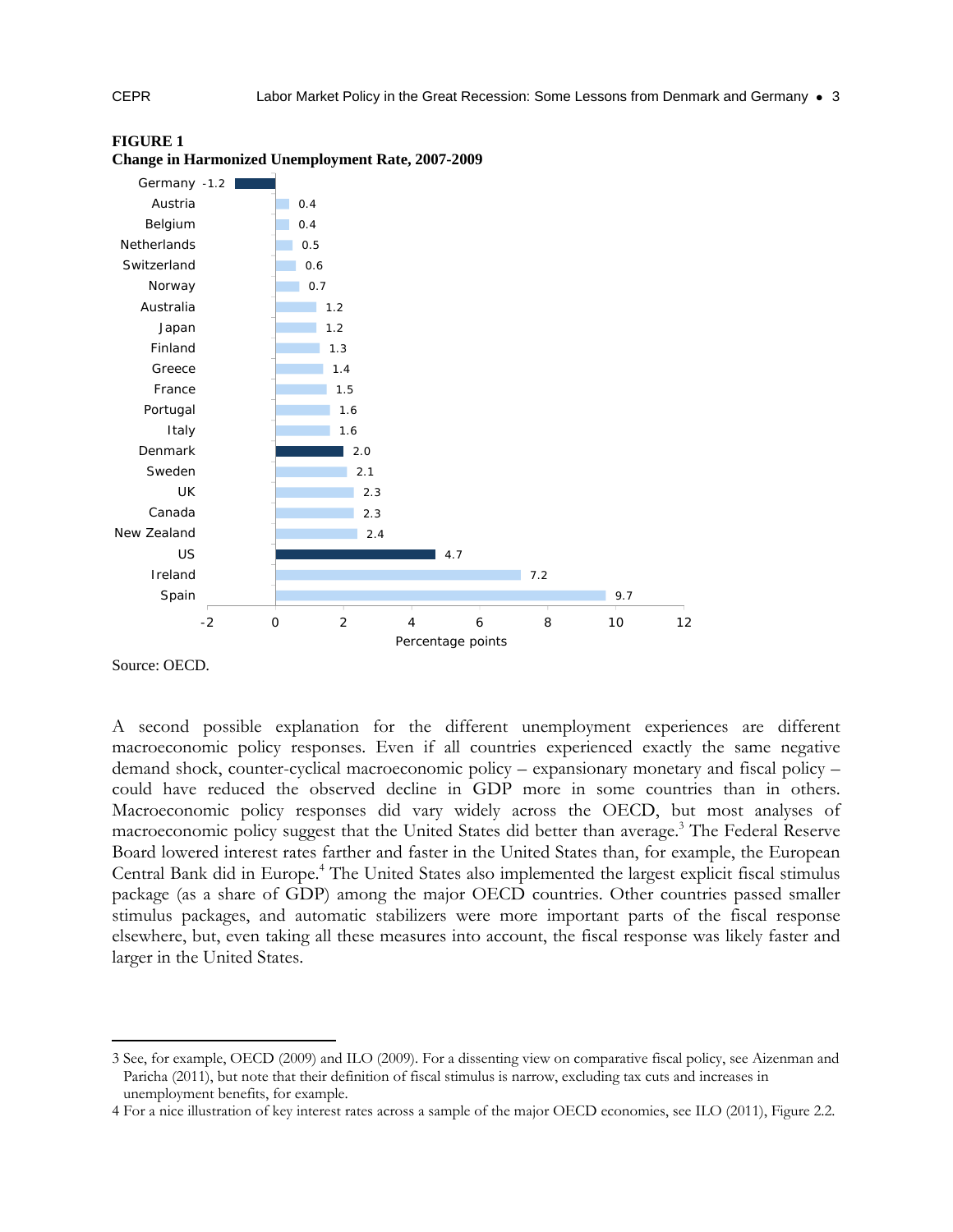**FIGURE 1**
**Change in Harmonized Unemployment Rate, 2007-2009**

| Country | Percentage points |
|---|---|
| Germany | -1.2 |
| Austria | 0.4 |
| Belgium | 0.4 |
| Netherlands | 0.5 |
| Switzerland | 0.6 |
| Norway | 0.7 |
| Australia | 1.2 |
| Japan | 1.2 |
| Finland | 1.3 |
| Greece | 1.4 |
| France | 1.5 |
| Portugal | 1.6 |
| Italy | 1.6 |
| Denmark | 2.0 |
| Sweden | 2.1 |
| UK | 2.3 |
| Canada | 2.3 |
| New Zealand | 2.4 |
| US | 4.7 |
| Ireland | 7.2 |
| Spain | 9.7 |

Source: OECD.

A second possible explanation for the different unemployment experiences are different macroeconomic policy responses. Even if all countries experienced exactly the same negative demand shock, counter-cyclical macroeconomic policy – expansionary monetary and fiscal policy – could have reduced the observed decline in GDP more in some countries than in others. Macroeconomic policy responses did vary widely across the OECD, but most analyses of macroeconomic policy suggest that the United States did better than average.[3] The Federal Reserve Board lowered interest rates farther and faster in the United States than, for example, the European Central Bank did in Europe.[4] The United States also implemented the largest explicit fiscal stimulus package (as a share of GDP) among the major OECD countries. Other countries passed smaller stimulus packages, and automatic stabilizers were more important parts of the fiscal response elsewhere, but, even taking all these measures into account, the fiscal response was likely faster and larger in the United States.

---

3 See, for example, OECD (2009) and ILO (2009). For a dissenting view on comparative fiscal policy, see Aizenman and Paricha (2011), but note that their definition of fiscal stimulus is narrow, excluding tax cuts and increases in unemployment benefits, for example.

4 For a nice illustration of key interest rates across a sample of the major OECD economies, see ILO (2011), Figure 2.2.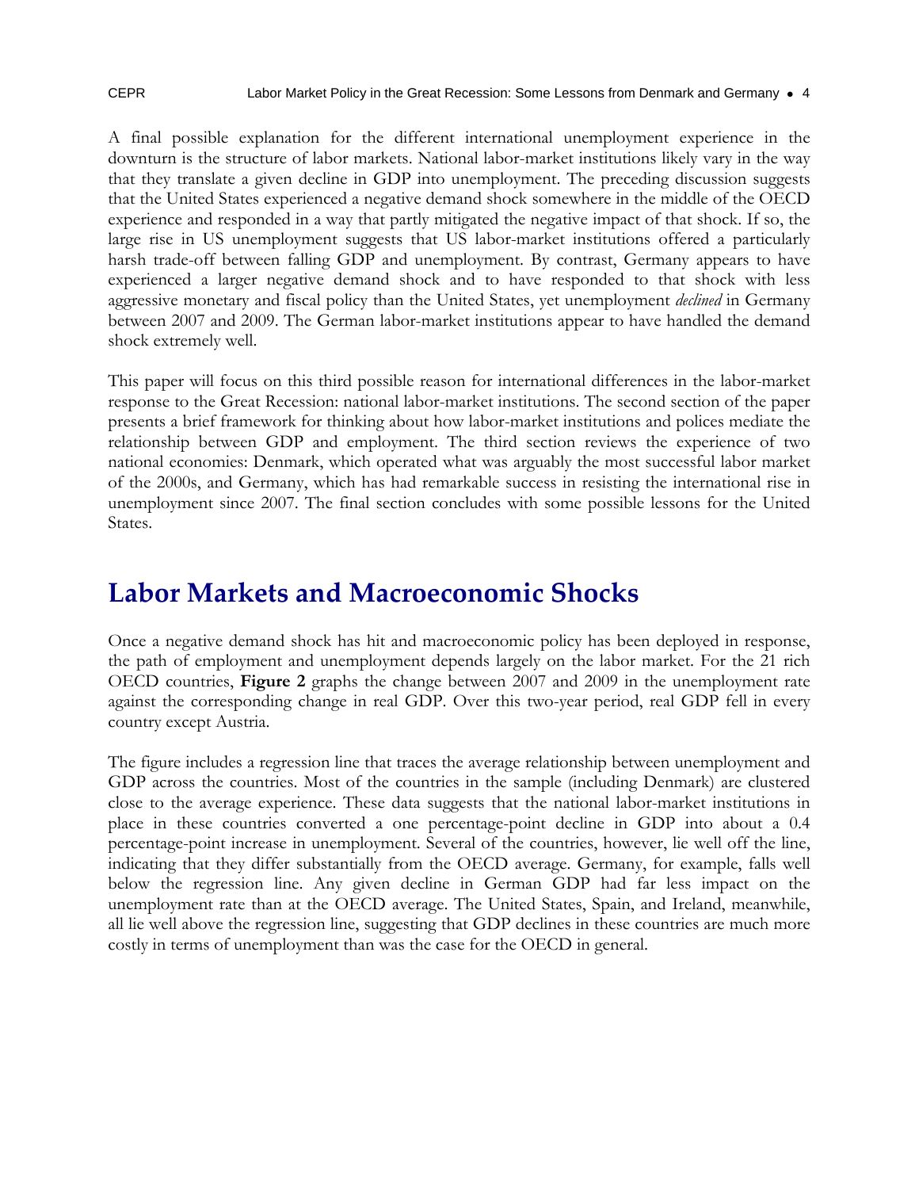A final possible explanation for the different international unemployment experience in the downturn is the structure of labor markets. National labor-market institutions likely vary in the way that they translate a given decline in GDP into unemployment. The preceding discussion suggests that the United States experienced a negative demand shock somewhere in the middle of the OECD experience and responded in a way that partly mitigated the negative impact of that shock. If so, the large rise in US unemployment suggests that US labor-market institutions offered a particularly harsh trade-off between falling GDP and unemployment. By contrast, Germany appears to have experienced a larger negative demand shock and to have responded to that shock with less aggressive monetary and fiscal policy than the United States, yet unemployment *declined* in Germany between 2007 and 2009. The German labor-market institutions appear to have handled the demand shock extremely well.

This paper will focus on this third possible reason for international differences in the labor-market response to the Great Recession: national labor-market institutions. The second section of the paper presents a brief framework for thinking about how labor-market institutions and polices mediate the relationship between GDP and employment. The third section reviews the experience of two national economies: Denmark, which operated what was arguably the most successful labor market of the 2000s, and Germany, which has had remarkable success in resisting the international rise in unemployment since 2007. The final section concludes with some possible lessons for the United States.

# Labor Markets and Macroeconomic Shocks

Once a negative demand shock has hit and macroeconomic policy has been deployed in response, the path of employment and unemployment depends largely on the labor market. For the 21 rich OECD countries, **Figure 2** graphs the change between 2007 and 2009 in the unemployment rate against the corresponding change in real GDP. Over this two-year period, real GDP fell in every country except Austria.

The figure includes a regression line that traces the average relationship between unemployment and GDP across the countries. Most of the countries in the sample (including Denmark) are clustered close to the average experience. These data suggests that the national labor-market institutions in place in these countries converted a one percentage-point decline in GDP into about a 0.4 percentage-point increase in unemployment. Several of the countries, however, lie well off the line, indicating that they differ substantially from the OECD average. Germany, for example, falls well below the regression line. Any given decline in German GDP had far less impact on the unemployment rate than at the OECD average. The United States, Spain, and Ireland, meanwhile, all lie well above the regression line, suggesting that GDP declines in these countries are much more costly in terms of unemployment than was the case for the OECD in general.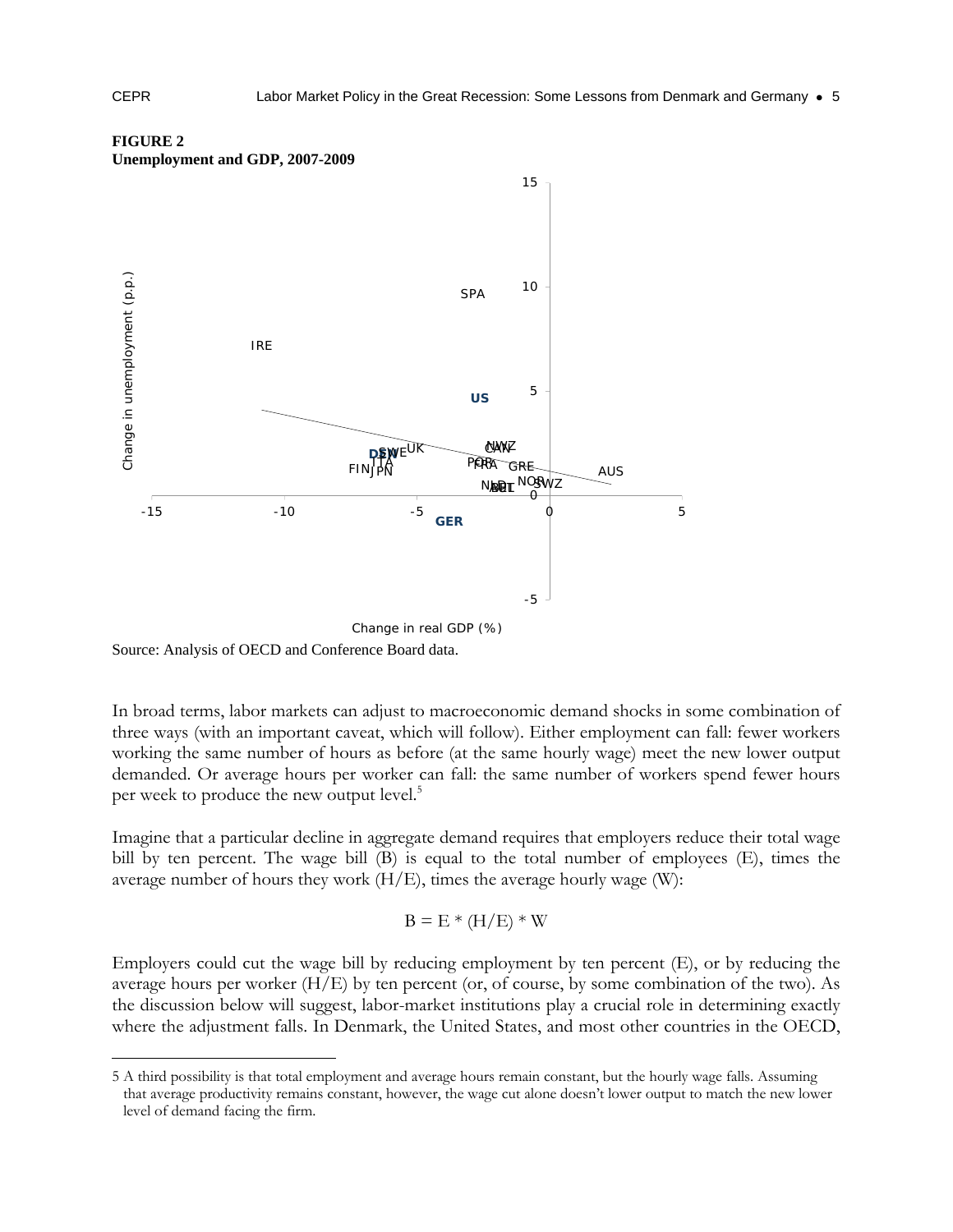**FIGURE 2**
**Unemployment and GDP, 2007-2009**

Source: Analysis of OECD and Conference Board data.

In broad terms, labor markets can adjust to macroeconomic demand shocks in some combination of three ways (with an important caveat, which will follow). Either employment can fall: fewer workers working the same number of hours as before (at the same hourly wage) meet the new lower output demanded. Or average hours per worker can fall: the same number of workers spend fewer hours per week to produce the new output level.[5]

Imagine that a particular decline in aggregate demand requires that employers reduce their total wage bill by ten percent. The wage bill (B) is equal to the total number of employees (E), times the average number of hours they work (H/E), times the average hourly wage (W):

$$B = E * (H/E) * W$$

Employers could cut the wage bill by reducing employment by ten percent (E), or by reducing the average hours per worker (H/E) by ten percent (or, of course, by some combination of the two). As the discussion below will suggest, labor-market institutions play a crucial role in determining exactly where the adjustment falls. In Denmark, the United States, and most other countries in the OECD,

5 A third possibility is that total employment and average hours remain constant, but the hourly wage falls. Assuming that average productivity remains constant, however, the wage cut alone doesn't lower output to match the new lower level of demand facing the firm.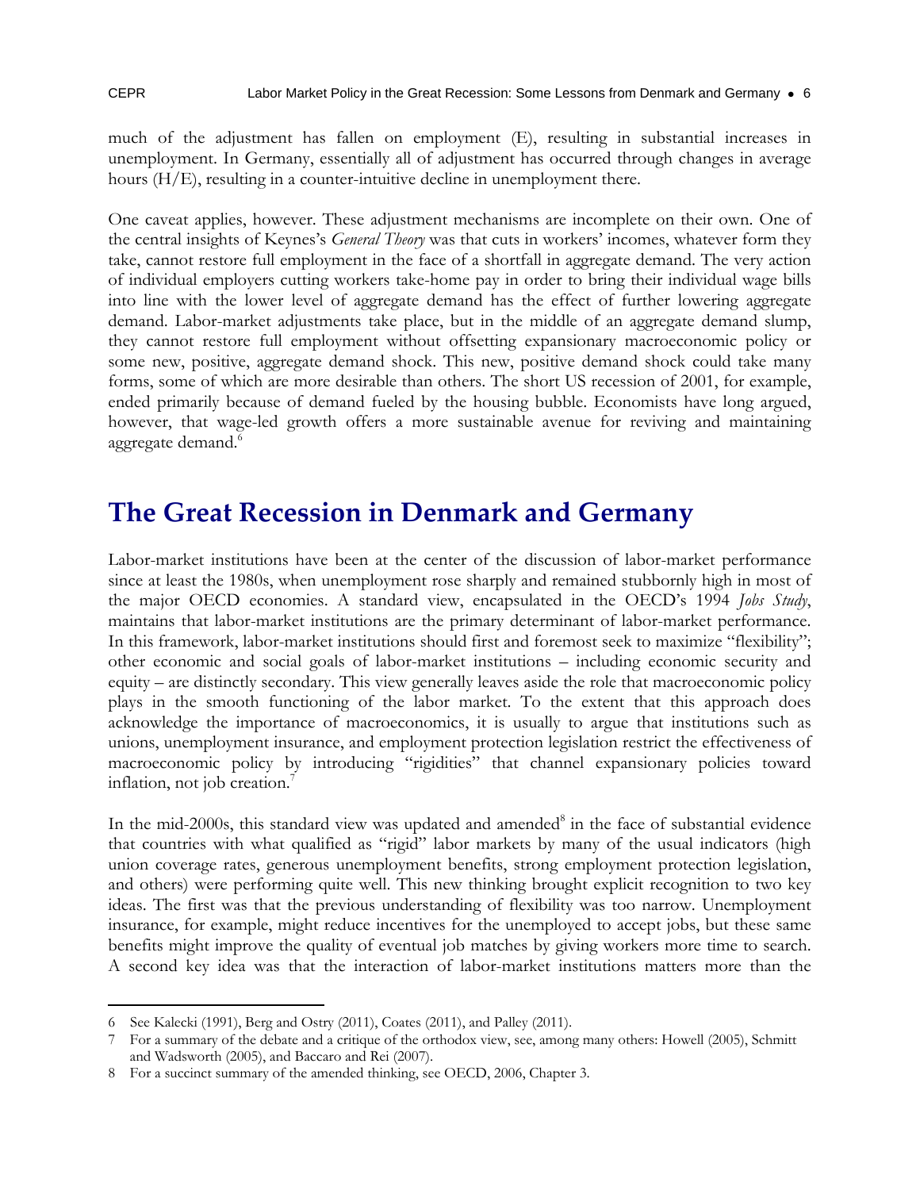much of the adjustment has fallen on employment (E), resulting in substantial increases in unemployment. In Germany, essentially all of adjustment has occurred through changes in average hours (H/E), resulting in a counter-intuitive decline in unemployment there.

One caveat applies, however. These adjustment mechanisms are incomplete on their own. One of the central insights of Keynes's *General Theory* was that cuts in workers' incomes, whatever form they take, cannot restore full employment in the face of a shortfall in aggregate demand. The very action of individual employers cutting workers take-home pay in order to bring their individual wage bills into line with the lower level of aggregate demand has the effect of further lowering aggregate demand. Labor-market adjustments take place, but in the middle of an aggregate demand slump, they cannot restore full employment without offsetting expansionary macroeconomic policy or some new, positive, aggregate demand shock. This new, positive demand shock could take many forms, some of which are more desirable than others. The short US recession of 2001, for example, ended primarily because of demand fueled by the housing bubble. Economists have long argued, however, that wage-led growth offers a more sustainable avenue for reviving and maintaining aggregate demand.[6]

# The Great Recession in Denmark and Germany

Labor-market institutions have been at the center of the discussion of labor-market performance since at least the 1980s, when unemployment rose sharply and remained stubbornly high in most of the major OECD economies. A standard view, encapsulated in the OECD's 1994 *Jobs Study*, maintains that labor-market institutions are the primary determinant of labor-market performance. In this framework, labor-market institutions should first and foremost seek to maximize "flexibility"; other economic and social goals of labor-market institutions – including economic security and equity – are distinctly secondary. This view generally leaves aside the role that macroeconomic policy plays in the smooth functioning of the labor market. To the extent that this approach does acknowledge the importance of macroeconomics, it is usually to argue that institutions such as unions, unemployment insurance, and employment protection legislation restrict the effectiveness of macroeconomic policy by introducing "rigidities" that channel expansionary policies toward inflation, not job creation.[7]

In the mid-2000s, this standard view was updated and amended[8] in the face of substantial evidence that countries with what qualified as "rigid" labor markets by many of the usual indicators (high union coverage rates, generous unemployment benefits, strong employment protection legislation, and others) were performing quite well. This new thinking brought explicit recognition to two key ideas. The first was that the previous understanding of flexibility was too narrow. Unemployment insurance, for example, might reduce incentives for the unemployed to accept jobs, but these same benefits might improve the quality of eventual job matches by giving workers more time to search. A second key idea was that the interaction of labor-market institutions matters more than the

---

6 See Kalecki (1991), Berg and Ostry (2011), Coates (2011), and Palley (2011).

7 For a summary of the debate and a critique of the orthodox view, see, among many others: Howell (2005), Schmitt and Wadsworth (2005), and Baccaro and Rei (2007).

8 For a succinct summary of the amended thinking, see OECD, 2006, Chapter 3.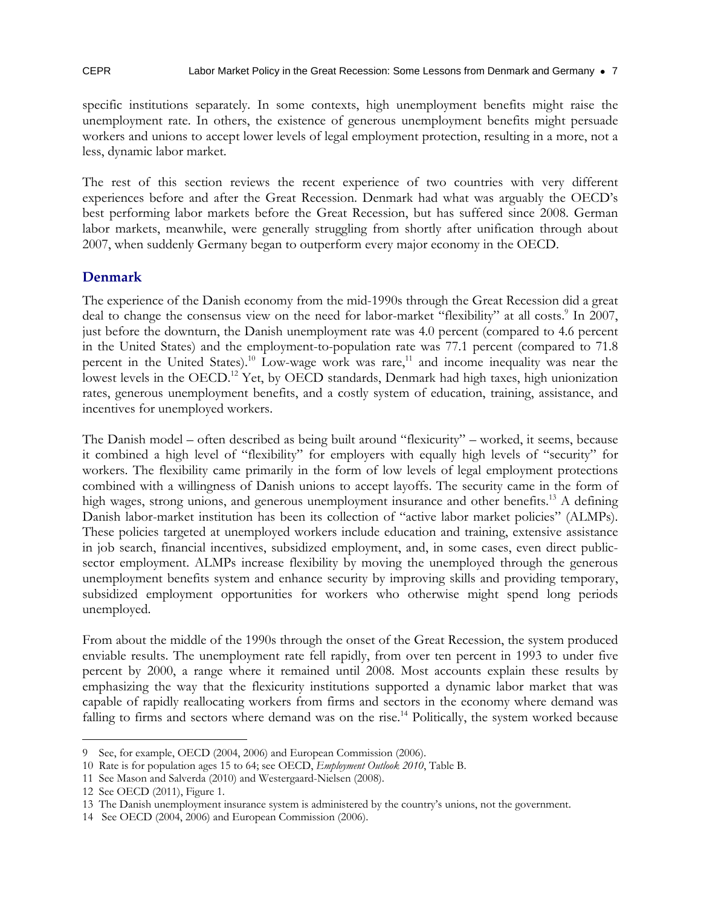specific institutions separately. In some contexts, high unemployment benefits might raise the unemployment rate. In others, the existence of generous unemployment benefits might persuade workers and unions to accept lower levels of legal employment protection, resulting in a more, not a less, dynamic labor market.

The rest of this section reviews the recent experience of two countries with very different experiences before and after the Great Recession. Denmark had what was arguably the OECD's best performing labor markets before the Great Recession, but has suffered since 2008. German labor markets, meanwhile, were generally struggling from shortly after unification through about 2007, when suddenly Germany began to outperform every major economy in the OECD.

## Denmark

The experience of the Danish economy from the mid-1990s through the Great Recession did a great deal to change the consensus view on the need for labor-market "flexibility" at all costs.[9] In 2007, just before the downturn, the Danish unemployment rate was 4.0 percent (compared to 4.6 percent in the United States) and the employment-to-population rate was 77.1 percent (compared to 71.8 percent in the United States).[10] Low-wage work was rare,[11] and income inequality was near the lowest levels in the OECD.[12] Yet, by OECD standards, Denmark had high taxes, high unionization rates, generous unemployment benefits, and a costly system of education, training, assistance, and incentives for unemployed workers.

The Danish model – often described as being built around "flexicurity" – worked, it seems, because it combined a high level of "flexibility" for employers with equally high levels of "security" for workers. The flexibility came primarily in the form of low levels of legal employment protections combined with a willingness of Danish unions to accept layoffs. The security came in the form of high wages, strong unions, and generous unemployment insurance and other benefits.[13] A defining Danish labor-market institution has been its collection of "active labor market policies" (ALMPs). These policies targeted at unemployed workers include education and training, extensive assistance in job search, financial incentives, subsidized employment, and, in some cases, even direct public-sector employment. ALMPs increase flexibility by moving the unemployed through the generous unemployment benefits system and enhance security by improving skills and providing temporary, subsidized employment opportunities for workers who otherwise might spend long periods unemployed.

From about the middle of the 1990s through the onset of the Great Recession, the system produced enviable results. The unemployment rate fell rapidly, from over ten percent in 1993 to under five percent by 2000, a range where it remained until 2008. Most accounts explain these results by emphasizing the way that the flexicurity institutions supported a dynamic labor market that was capable of rapidly reallocating workers from firms and sectors in the economy where demand was falling to firms and sectors where demand was on the rise.[14] Politically, the system worked because

---

9 See, for example, OECD (2004, 2006) and European Commission (2006).

10 Rate is for population ages 15 to 64; see OECD, *Employment Outlook 2010*, Table B.

11 See Mason and Salverda (2010) and Westergaard-Nielsen (2008).

12 See OECD (2011), Figure 1.

13 The Danish unemployment insurance system is administered by the country's unions, not the government.

14 See OECD (2004, 2006) and European Commission (2006).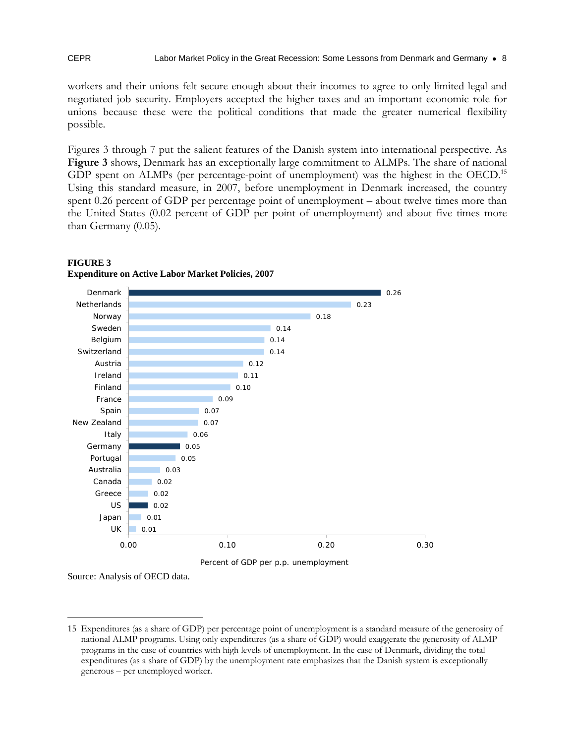workers and their unions felt secure enough about their incomes to agree to only limited legal and negotiated job security. Employers accepted the higher taxes and an important economic role for unions because these were the political conditions that made the greater numerical flexibility possible.

Figures 3 through 7 put the salient features of the Danish system into international perspective. As **Figure 3** shows, Denmark has an exceptionally large commitment to ALMPs. The share of national GDP spent on ALMPs (per percentage-point of unemployment) was the highest in the OECD.[15] Using this standard measure, in 2007, before unemployment in Denmark increased, the country spent 0.26 percent of GDP per percentage point of unemployment – about twelve times more than the United States (0.02 percent of GDP per point of unemployment) and about five times more than Germany (0.05).

**FIGURE 3**
**Expenditure on Active Labor Market Policies, 2007**

| Country | Percent of GDP per p.p. unemployment |
|---|---|
| Denmark | 0.26 |
| Netherlands | 0.23 |
| Norway | 0.18 |
| Sweden | 0.14 |
| Belgium | 0.14 |
| Switzerland | 0.14 |
| Austria | 0.12 |
| Ireland | 0.11 |
| Finland | 0.10 |
| France | 0.09 |
| Spain | 0.07 |
| New Zealand | 0.07 |
| Italy | 0.06 |
| Germany | 0.05 |
| Portugal | 0.05 |
| Australia | 0.03 |
| Canada | 0.02 |
| Greece | 0.02 |
| US | 0.02 |
| Japan | 0.01 |
| UK | 0.01 |

Source: Analysis of OECD data.

15 Expenditures (as a share of GDP) per percentage point of unemployment is a standard measure of the generosity of national ALMP programs. Using only expenditures (as a share of GDP) would exaggerate the generosity of ALMP programs in the case of countries with high levels of unemployment. In the case of Denmark, dividing the total expenditures (as a share of GDP) by the unemployment rate emphasizes that the Danish system is exceptionally generous – per unemployed worker.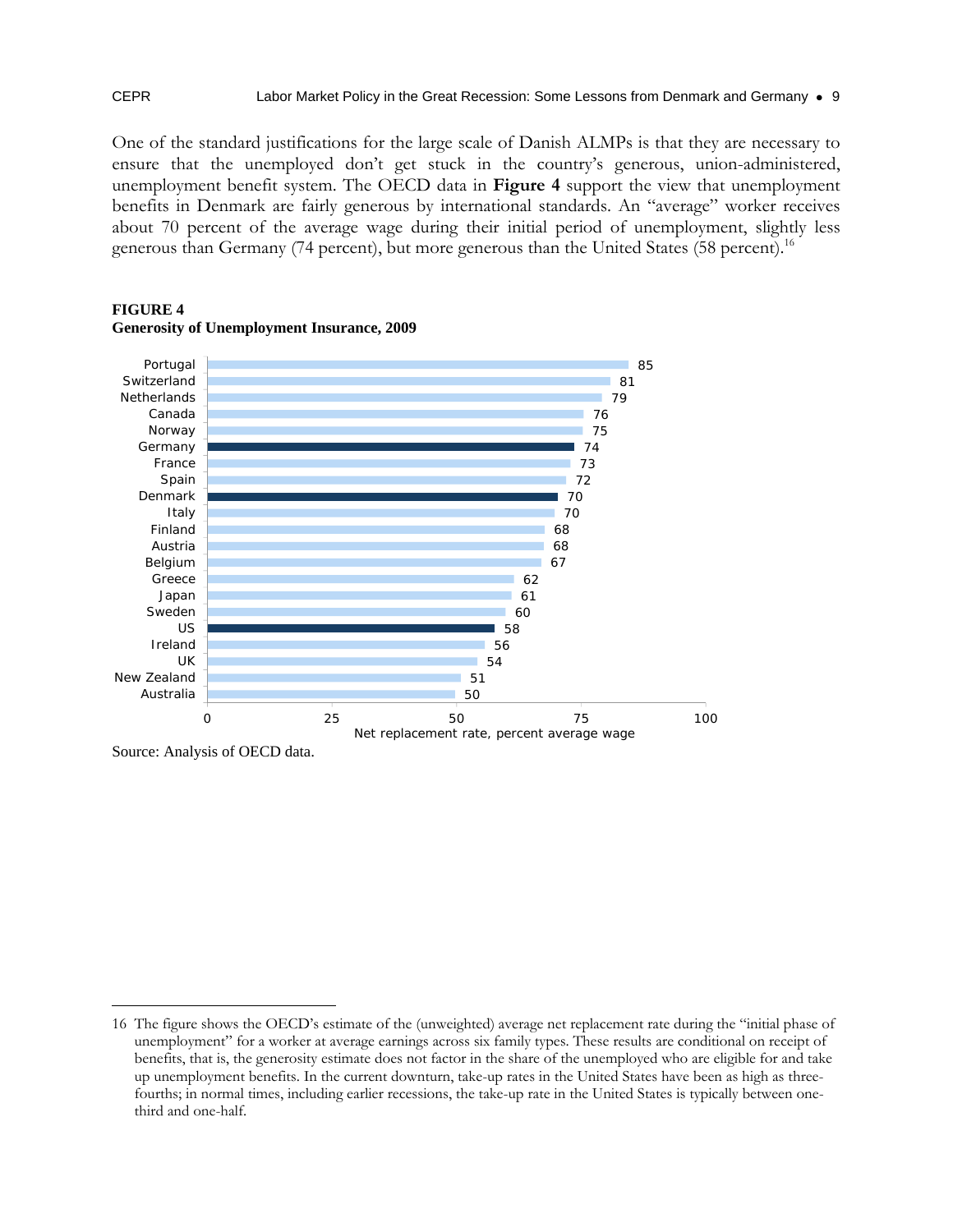One of the standard justifications for the large scale of Danish ALMPs is that they are necessary to ensure that the unemployed don't get stuck in the country's generous, union-administered, unemployment benefit system. The OECD data in **Figure 4** support the view that unemployment benefits in Denmark are fairly generous by international standards. An "average" worker receives about 70 percent of the average wage during their initial period of unemployment, slightly less generous than Germany (74 percent), but more generous than the United States (58 percent).[16]

**FIGURE 4**
**Generosity of Unemployment Insurance, 2009**

| Country | Net replacement rate, percent average wage |
|---|---|
| Portugal | 85 |
| Switzerland | 81 |
| Netherlands | 79 |
| Canada | 76 |
| Norway | 75 |
| Germany | 74 |
| France | 73 |
| Spain | 72 |
| Denmark | 70 |
| Italy | 70 |
| Finland | 68 |
| Austria | 68 |
| Belgium | 67 |
| Greece | 62 |
| Japan | 61 |
| Sweden | 60 |
| US | 58 |
| Ireland | 56 |
| UK | 54 |
| New Zealand | 51 |
| Australia | 50 |

Source: Analysis of OECD data.

---

16 The figure shows the OECD's estimate of the (unweighted) average net replacement rate during the "initial phase of unemployment" for a worker at average earnings across six family types. These results are conditional on receipt of benefits, that is, the generosity estimate does not factor in the share of the unemployed who are eligible for and take up unemployment benefits. In the current downturn, take-up rates in the United States have been as high as three-fourths; in normal times, including earlier recessions, the take-up rate in the United States is typically between one-third and one-half.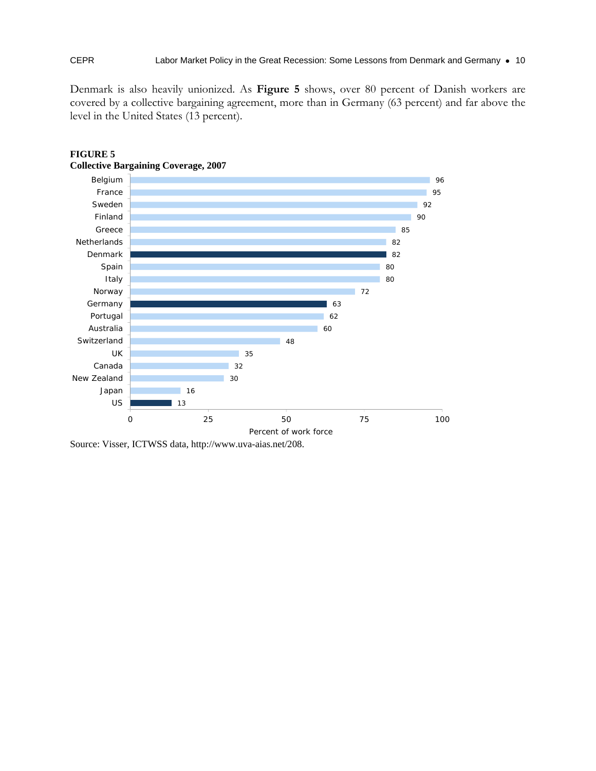Denmark is also heavily unionized. As **Figure 5** shows, over 80 percent of Danish workers are covered by a collective bargaining agreement, more than in Germany (63 percent) and far above the level in the United States (13 percent).

**FIGURE 5**
**Collective Bargaining Coverage, 2007**

| Country | Percent of work force |
|---|---|
| Belgium | 96 |
| France | 95 |
| Sweden | 92 |
| Finland | 90 |
| Greece | 85 |
| Netherlands | 82 |
| Denmark | 82 |
| Spain | 80 |
| Italy | 80 |
| Norway | 72 |
| Germany | 63 |
| Portugal | 62 |
| Australia | 60 |
| Switzerland | 48 |
| UK | 35 |
| Canada | 32 |
| New Zealand | 30 |
| Japan | 16 |
| US | 13 |

Source: Visser, ICTWSS data, http://www.uva-aias.net/208.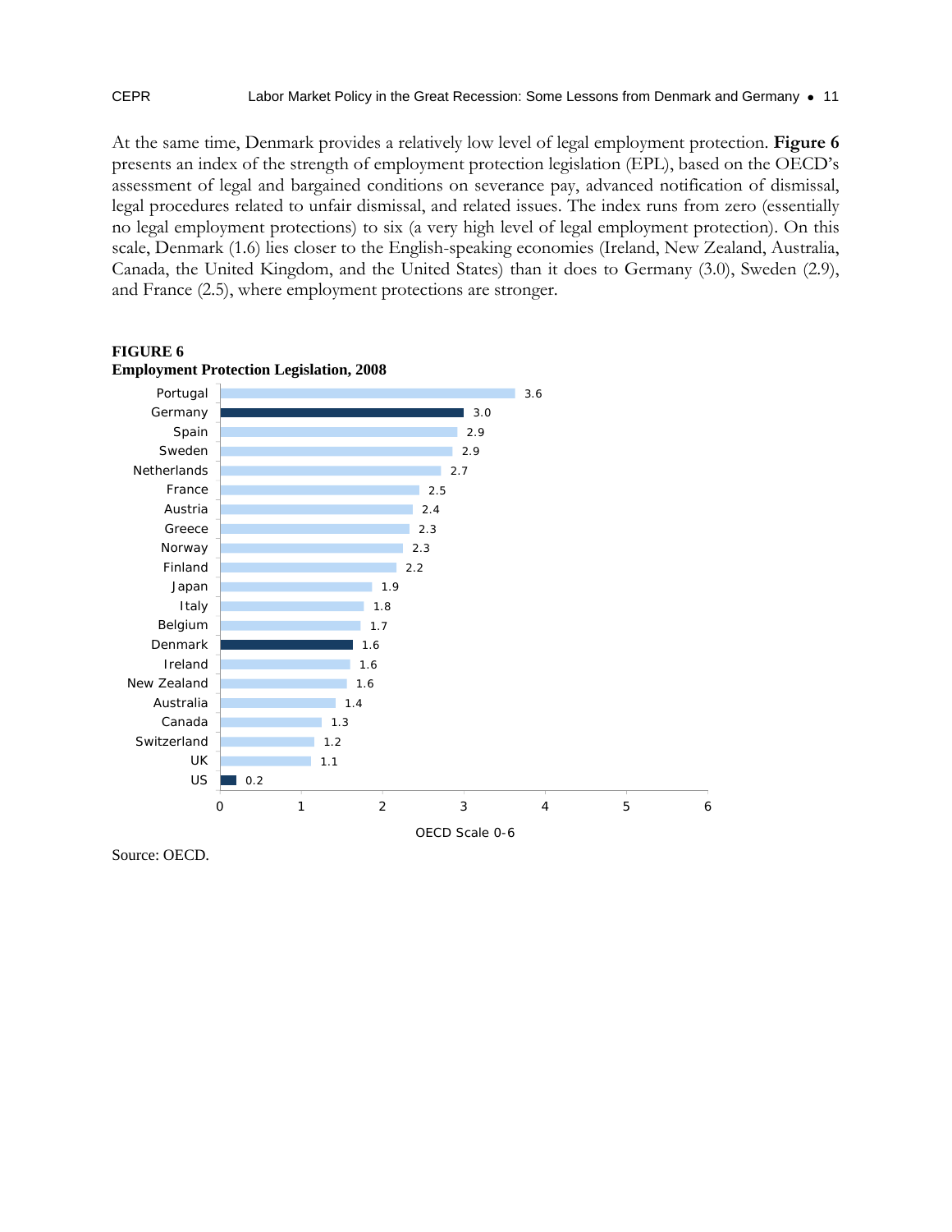At the same time, Denmark provides a relatively low level of legal employment protection. **Figure 6** presents an index of the strength of employment protection legislation (EPL), based on the OECD's assessment of legal and bargained conditions on severance pay, advanced notification of dismissal, legal procedures related to unfair dismissal, and related issues. The index runs from zero (essentially no legal employment protections) to six (a very high level of legal employment protection). On this scale, Denmark (1.6) lies closer to the English-speaking economies (Ireland, New Zealand, Australia, Canada, the United Kingdom, and the United States) than it does to Germany (3.0), Sweden (2.9), and France (2.5), where employment protections are stronger.

**FIGURE 6**
**Employment Protection Legislation, 2008**

| Country | OECD Scale 0-6 |
|---|---|
| Portugal | 3.6 |
| Germany | 3.0 |
| Spain | 2.9 |
| Sweden | 2.9 |
| Netherlands | 2.7 |
| France | 2.5 |
| Austria | 2.4 |
| Greece | 2.3 |
| Norway | 2.3 |
| Finland | 2.2 |
| Japan | 1.9 |
| Italy | 1.8 |
| Belgium | 1.7 |
| Denmark | 1.6 |
| Ireland | 1.6 |
| New Zealand | 1.6 |
| Australia | 1.4 |
| Canada | 1.3 |
| Switzerland | 1.2 |
| UK | 1.1 |
| US | 0.2 |

Source: OECD.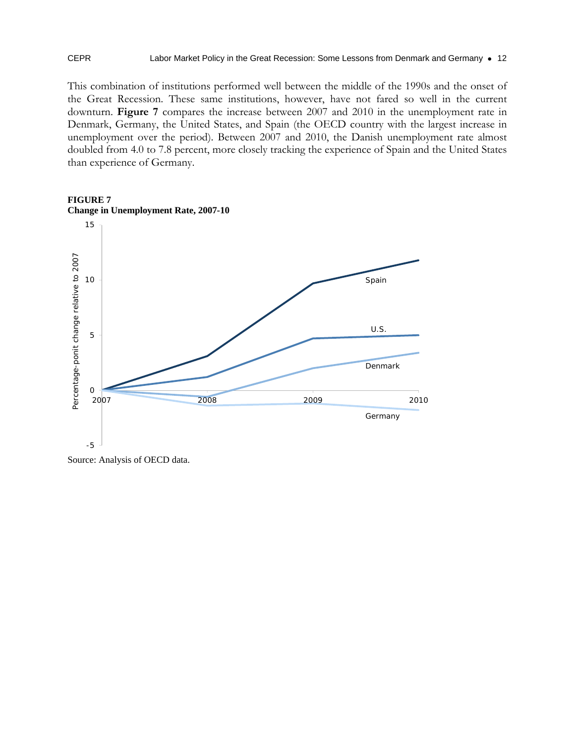This combination of institutions performed well between the middle of the 1990s and the onset of the Great Recession. These same institutions, however, have not fared so well in the current downturn. **Figure 7** compares the increase between 2007 and 2010 in the unemployment rate in Denmark, Germany, the United States, and Spain (the OECD country with the largest increase in unemployment over the period). Between 2007 and 2010, the Danish unemployment rate almost doubled from 4.0 to 7.8 percent, more closely tracking the experience of Spain and the United States than experience of Germany.

**FIGURE 7**
**Change in Unemployment Rate, 2007-10**

Source: Analysis of OECD data.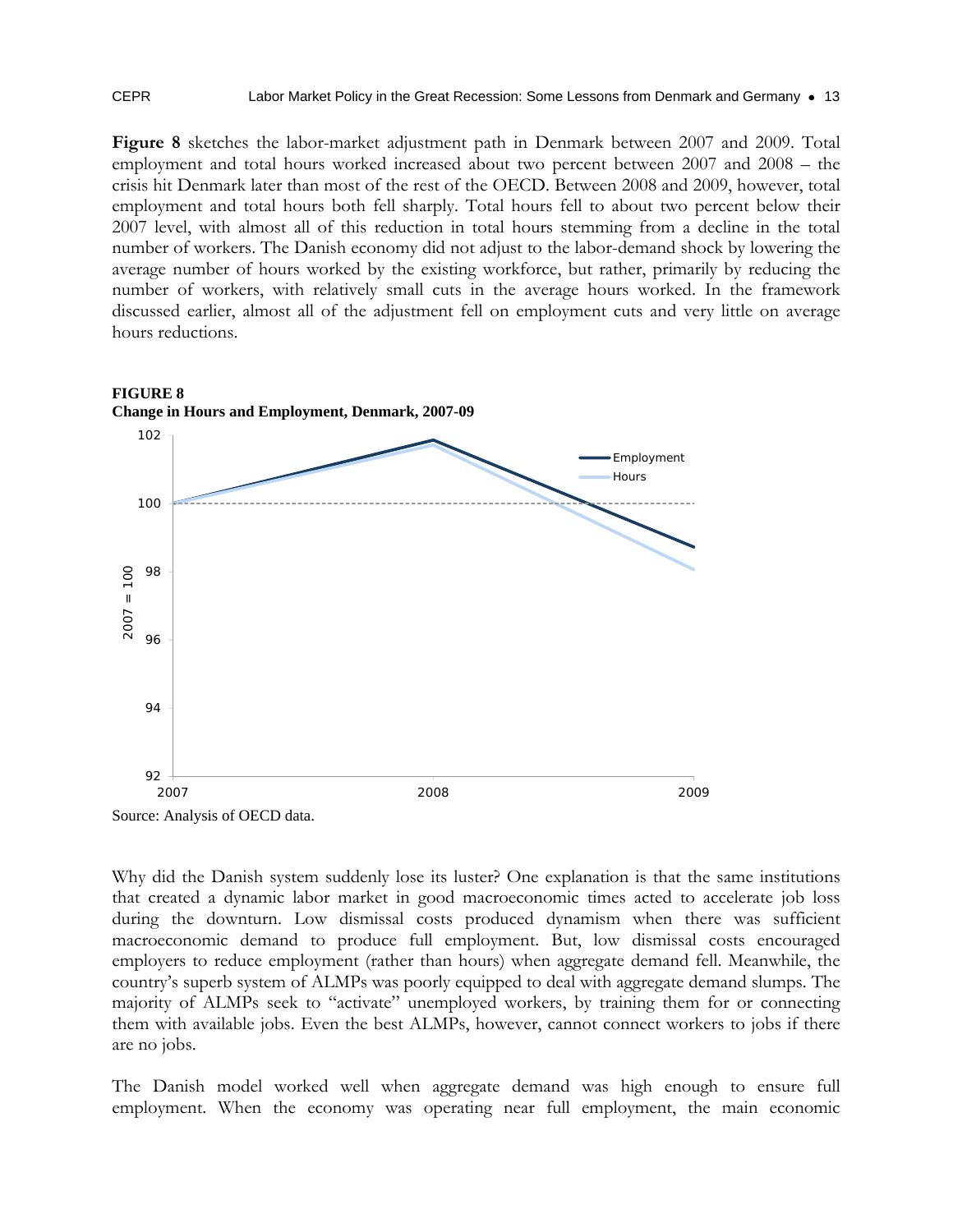**Figure 8** sketches the labor-market adjustment path in Denmark between 2007 and 2009. Total employment and total hours worked increased about two percent between 2007 and 2008 – the crisis hit Denmark later than most of the rest of the OECD. Between 2008 and 2009, however, total employment and total hours both fell sharply. Total hours fell to about two percent below their 2007 level, with almost all of this reduction in total hours stemming from a decline in the total number of workers. The Danish economy did not adjust to the labor-demand shock by lowering the average number of hours worked by the existing workforce, but rather, primarily by reducing the number of workers, with relatively small cuts in the average hours worked. In the framework discussed earlier, almost all of the adjustment fell on employment cuts and very little on average hours reductions.

**FIGURE 8**
**Change in Hours and Employment, Denmark, 2007-09**

Source: Analysis of OECD data.

Why did the Danish system suddenly lose its luster? One explanation is that the same institutions that created a dynamic labor market in good macroeconomic times acted to accelerate job loss during the downturn. Low dismissal costs produced dynamism when there was sufficient macroeconomic demand to produce full employment. But, low dismissal costs encouraged employers to reduce employment (rather than hours) when aggregate demand fell. Meanwhile, the country's superb system of ALMPs was poorly equipped to deal with aggregate demand slumps. The majority of ALMPs seek to "activate" unemployed workers, by training them for or connecting them with available jobs. Even the best ALMPs, however, cannot connect workers to jobs if there are no jobs.

The Danish model worked well when aggregate demand was high enough to ensure full employment. When the economy was operating near full employment, the main economic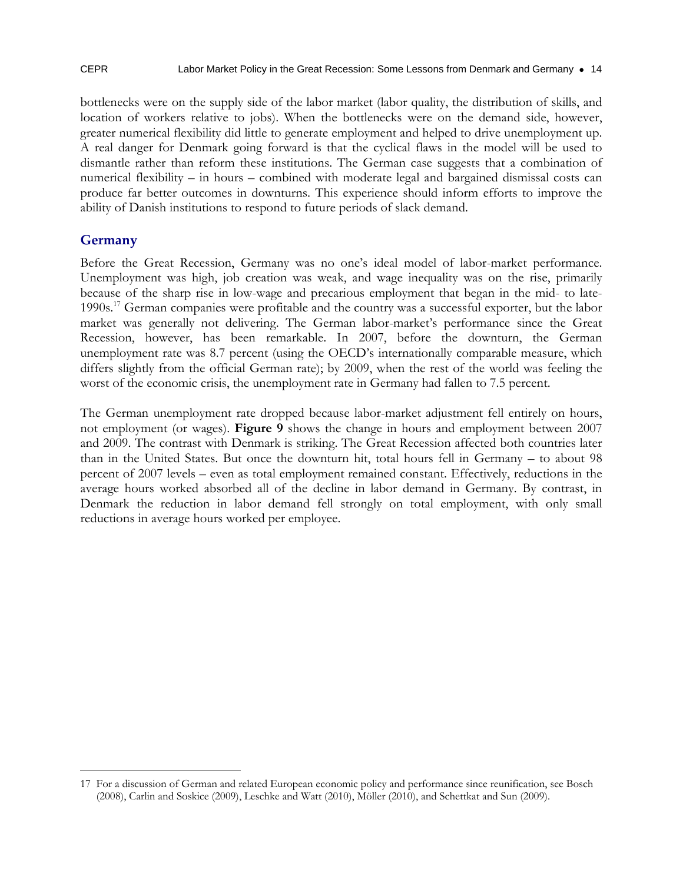bottlenecks were on the supply side of the labor market (labor quality, the distribution of skills, and location of workers relative to jobs). When the bottlenecks were on the demand side, however, greater numerical flexibility did little to generate employment and helped to drive unemployment up. A real danger for Denmark going forward is that the cyclical flaws in the model will be used to dismantle rather than reform these institutions. The German case suggests that a combination of numerical flexibility – in hours – combined with moderate legal and bargained dismissal costs can produce far better outcomes in downturns. This experience should inform efforts to improve the ability of Danish institutions to respond to future periods of slack demand.

## Germany

Before the Great Recession, Germany was no one's ideal model of labor-market performance. Unemployment was high, job creation was weak, and wage inequality was on the rise, primarily because of the sharp rise in low-wage and precarious employment that began in the mid- to late-1990s.[17] German companies were profitable and the country was a successful exporter, but the labor market was generally not delivering. The German labor-market's performance since the Great Recession, however, has been remarkable. In 2007, before the downturn, the German unemployment rate was 8.7 percent (using the OECD's internationally comparable measure, which differs slightly from the official German rate); by 2009, when the rest of the world was feeling the worst of the economic crisis, the unemployment rate in Germany had fallen to 7.5 percent.

The German unemployment rate dropped because labor-market adjustment fell entirely on hours, not employment (or wages). **Figure 9** shows the change in hours and employment between 2007 and 2009. The contrast with Denmark is striking. The Great Recession affected both countries later than in the United States. But once the downturn hit, total hours fell in Germany – to about 98 percent of 2007 levels – even as total employment remained constant. Effectively, reductions in the average hours worked absorbed all of the decline in labor demand in Germany. By contrast, in Denmark the reduction in labor demand fell strongly on total employment, with only small reductions in average hours worked per employee.

---

17 For a discussion of German and related European economic policy and performance since reunification, see Bosch (2008), Carlin and Soskice (2009), Leschke and Watt (2010), Möller (2010), and Schettkat and Sun (2009).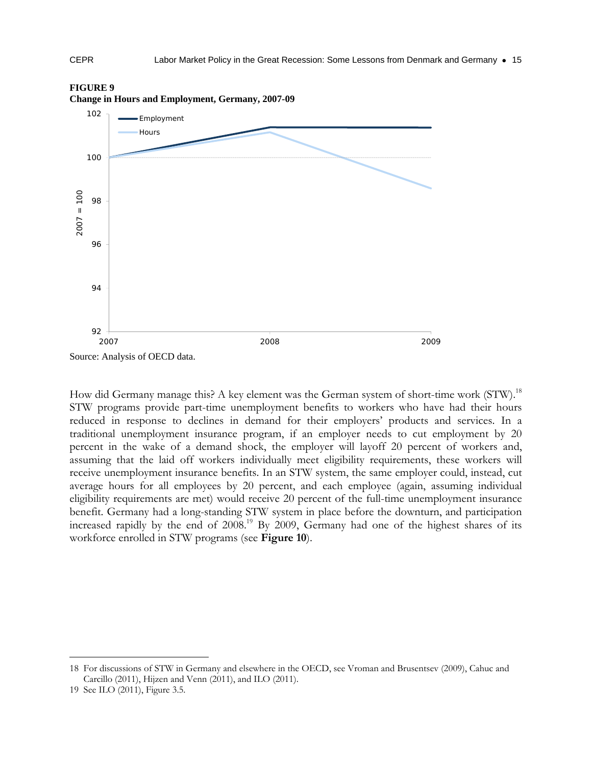**FIGURE 9**
**Change in Hours and Employment, Germany, 2007-09**

Source: Analysis of OECD data.

How did Germany manage this? A key element was the German system of short-time work (STW).[18] STW programs provide part-time unemployment benefits to workers who have had their hours reduced in response to declines in demand for their employers' products and services. In a traditional unemployment insurance program, if an employer needs to cut employment by 20 percent in the wake of a demand shock, the employer will layoff 20 percent of workers and, assuming that the laid off workers individually meet eligibility requirements, these workers will receive unemployment insurance benefits. In an STW system, the same employer could, instead, cut average hours for all employees by 20 percent, and each employee (again, assuming individual eligibility requirements are met) would receive 20 percent of the full-time unemployment insurance benefit. Germany had a long-standing STW system in place before the downturn, and participation increased rapidly by the end of 2008.[19] By 2009, Germany had one of the highest shares of its workforce enrolled in STW programs (see **Figure 10**).

---

18 For discussions of STW in Germany and elsewhere in the OECD, see Vroman and Brusentsev (2009), Cahuc and Carcillo (2011), Hijzen and Venn (2011), and ILO (2011).

19 See ILO (2011), Figure 3.5.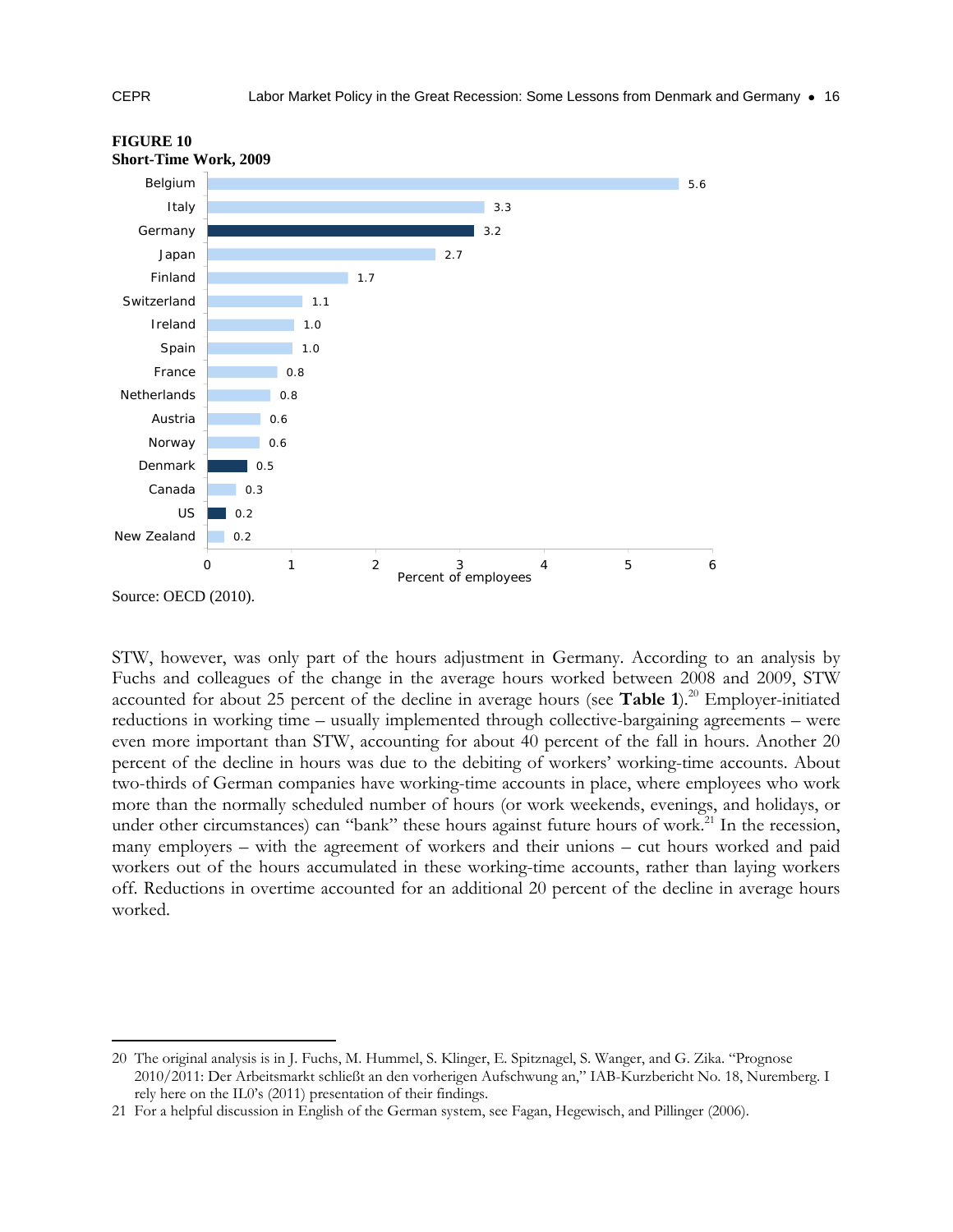**FIGURE 10**
**Short-Time Work, 2009**

| Country | Percent of employees |
|---|---|
| Belgium | 5.6 |
| Italy | 3.3 |
| Germany | 3.2 |
| Japan | 2.7 |
| Finland | 1.7 |
| Switzerland | 1.1 |
| Ireland | 1.0 |
| Spain | 1.0 |
| France | 0.8 |
| Netherlands | 0.8 |
| Austria | 0.6 |
| Norway | 0.6 |
| Denmark | 0.5 |
| Canada | 0.3 |
| US | 0.2 |
| New Zealand | 0.2 |

Source: OECD (2010).

STW, however, was only part of the hours adjustment in Germany. According to an analysis by Fuchs and colleagues of the change in the average hours worked between 2008 and 2009, STW accounted for about 25 percent of the decline in average hours (see **Table 1**).[20] Employer-initiated reductions in working time – usually implemented through collective-bargaining agreements – were even more important than STW, accounting for about 40 percent of the fall in hours. Another 20 percent of the decline in hours was due to the debiting of workers' working-time accounts. About two-thirds of German companies have working-time accounts in place, where employees who work more than the normally scheduled number of hours (or work weekends, evenings, and holidays, or under other circumstances) can "bank" these hours against future hours of work.[21] In the recession, many employers – with the agreement of workers and their unions – cut hours worked and paid workers out of the hours accumulated in these working-time accounts, rather than laying workers off. Reductions in overtime accounted for an additional 20 percent of the decline in average hours worked.

---

20 The original analysis is in J. Fuchs, M. Hummel, S. Klinger, E. Spitznagel, S. Wanger, and G. Zika. "Prognose 2010/2011: Der Arbeitsmarkt schließt an den vorherigen Aufschwung an," IAB-Kurzbericht No. 18, Nuremberg. I rely here on the IL0's (2011) presentation of their findings.

21 For a helpful discussion in English of the German system, see Fagan, Hegewisch, and Pillinger (2006).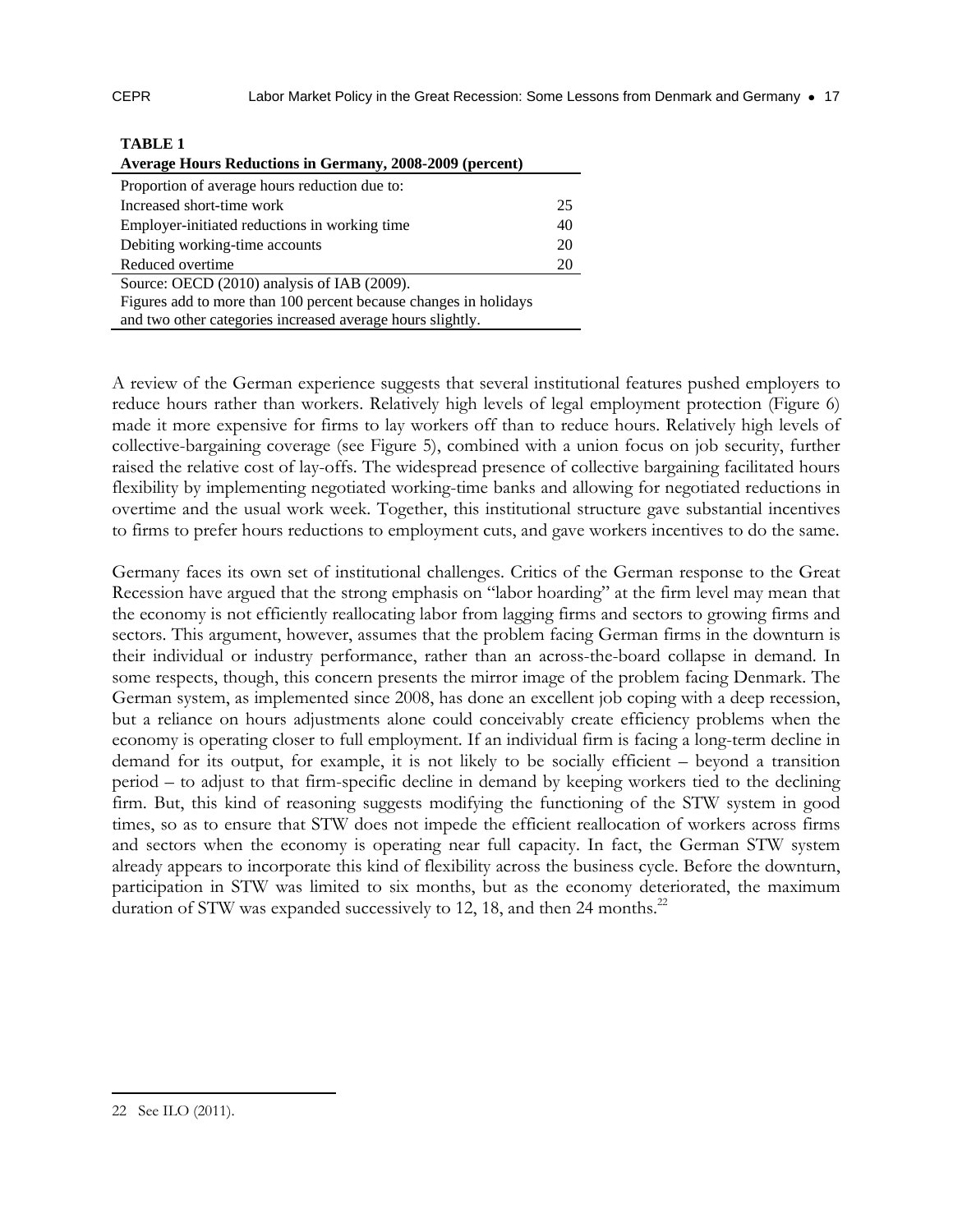**TABLE 1**

**Average Hours Reductions in Germany, 2008-2009 (percent)**

| Proportion of average hours reduction due to: | |
|---|---|
| Increased short-time work | 25 |
| Employer-initiated reductions in working time | 40 |
| Debiting working-time accounts | 20 |
| Reduced overtime | 20 |

Source: OECD (2010) analysis of IAB (2009).
Figures add to more than 100 percent because changes in holidays and two other categories increased average hours slightly.

A review of the German experience suggests that several institutional features pushed employers to reduce hours rather than workers. Relatively high levels of legal employment protection (Figure 6) made it more expensive for firms to lay workers off than to reduce hours. Relatively high levels of collective-bargaining coverage (see Figure 5), combined with a union focus on job security, further raised the relative cost of lay-offs. The widespread presence of collective bargaining facilitated hours flexibility by implementing negotiated working-time banks and allowing for negotiated reductions in overtime and the usual work week. Together, this institutional structure gave substantial incentives to firms to prefer hours reductions to employment cuts, and gave workers incentives to do the same.

Germany faces its own set of institutional challenges. Critics of the German response to the Great Recession have argued that the strong emphasis on "labor hoarding" at the firm level may mean that the economy is not efficiently reallocating labor from lagging firms and sectors to growing firms and sectors. This argument, however, assumes that the problem facing German firms in the downturn is their individual or industry performance, rather than an across-the-board collapse in demand. In some respects, though, this concern presents the mirror image of the problem facing Denmark. The German system, as implemented since 2008, has done an excellent job coping with a deep recession, but a reliance on hours adjustments alone could conceivably create efficiency problems when the economy is operating closer to full employment. If an individual firm is facing a long-term decline in demand for its output, for example, it is not likely to be socially efficient – beyond a transition period – to adjust to that firm-specific decline in demand by keeping workers tied to the declining firm. But, this kind of reasoning suggests modifying the functioning of the STW system in good times, so as to ensure that STW does not impede the efficient reallocation of workers across firms and sectors when the economy is operating near full capacity. In fact, the German STW system already appears to incorporate this kind of flexibility across the business cycle. Before the downturn, participation in STW was limited to six months, but as the economy deteriorated, the maximum duration of STW was expanded successively to 12, 18, and then 24 months.[22]

22 See ILO (2011).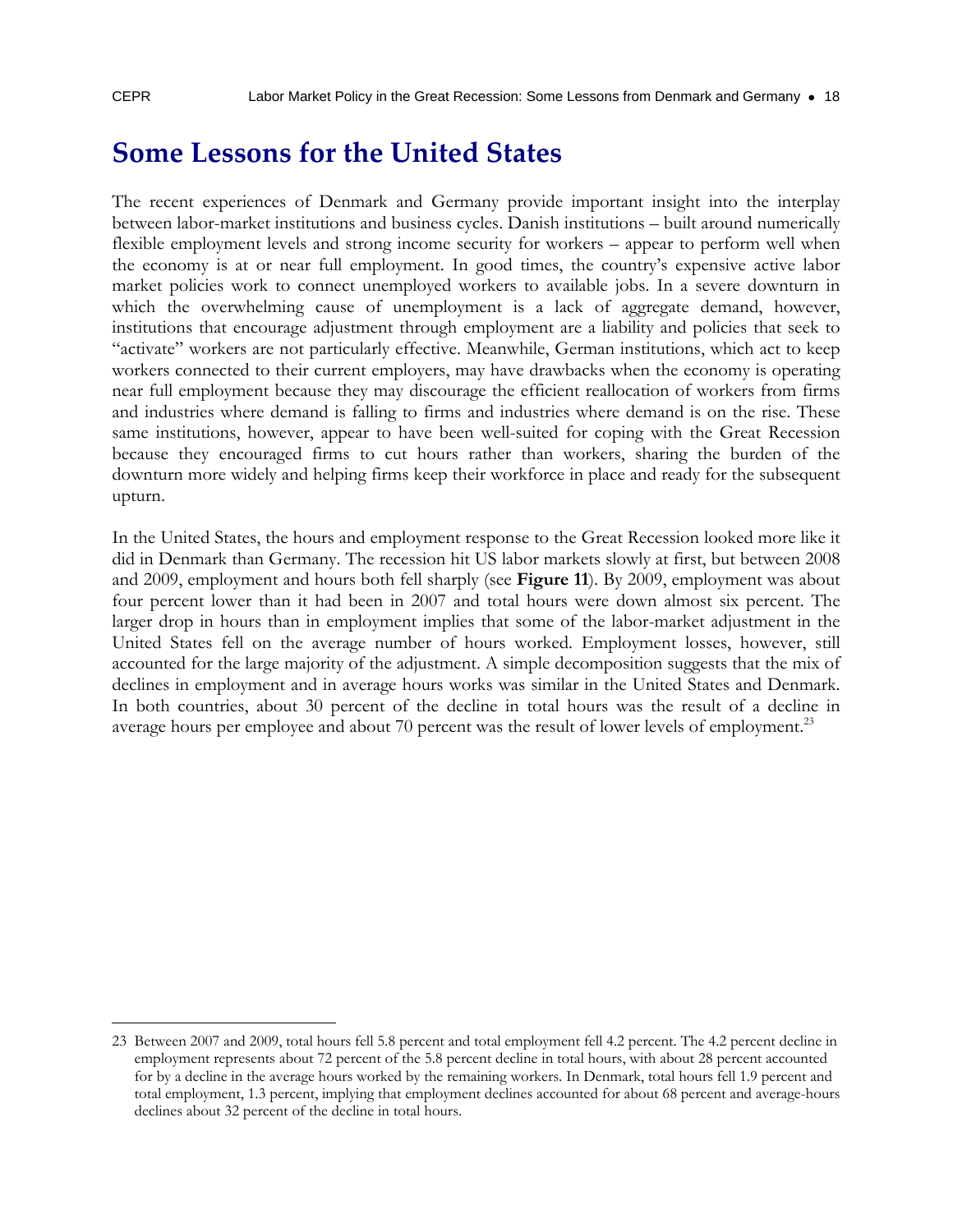## Some Lessons for the United States

The recent experiences of Denmark and Germany provide important insight into the interplay between labor-market institutions and business cycles. Danish institutions – built around numerically flexible employment levels and strong income security for workers – appear to perform well when the economy is at or near full employment. In good times, the country's expensive active labor market policies work to connect unemployed workers to available jobs. In a severe downturn in which the overwhelming cause of unemployment is a lack of aggregate demand, however, institutions that encourage adjustment through employment are a liability and policies that seek to "activate" workers are not particularly effective. Meanwhile, German institutions, which act to keep workers connected to their current employers, may have drawbacks when the economy is operating near full employment because they may discourage the efficient reallocation of workers from firms and industries where demand is falling to firms and industries where demand is on the rise. These same institutions, however, appear to have been well-suited for coping with the Great Recession because they encouraged firms to cut hours rather than workers, sharing the burden of the downturn more widely and helping firms keep their workforce in place and ready for the subsequent upturn.

In the United States, the hours and employment response to the Great Recession looked more like it did in Denmark than Germany. The recession hit US labor markets slowly at first, but between 2008 and 2009, employment and hours both fell sharply (see **Figure 11**). By 2009, employment was about four percent lower than it had been in 2007 and total hours were down almost six percent. The larger drop in hours than in employment implies that some of the labor-market adjustment in the United States fell on the average number of hours worked. Employment losses, however, still accounted for the large majority of the adjustment. A simple decomposition suggests that the mix of declines in employment and in average hours works was similar in the United States and Denmark. In both countries, about 30 percent of the decline in total hours was the result of a decline in average hours per employee and about 70 percent was the result of lower levels of employment.[23]

---

23 Between 2007 and 2009, total hours fell 5.8 percent and total employment fell 4.2 percent. The 4.2 percent decline in employment represents about 72 percent of the 5.8 percent decline in total hours, with about 28 percent accounted for by a decline in the average hours worked by the remaining workers. In Denmark, total hours fell 1.9 percent and total employment, 1.3 percent, implying that employment declines accounted for about 68 percent and average-hours declines about 32 percent of the decline in total hours.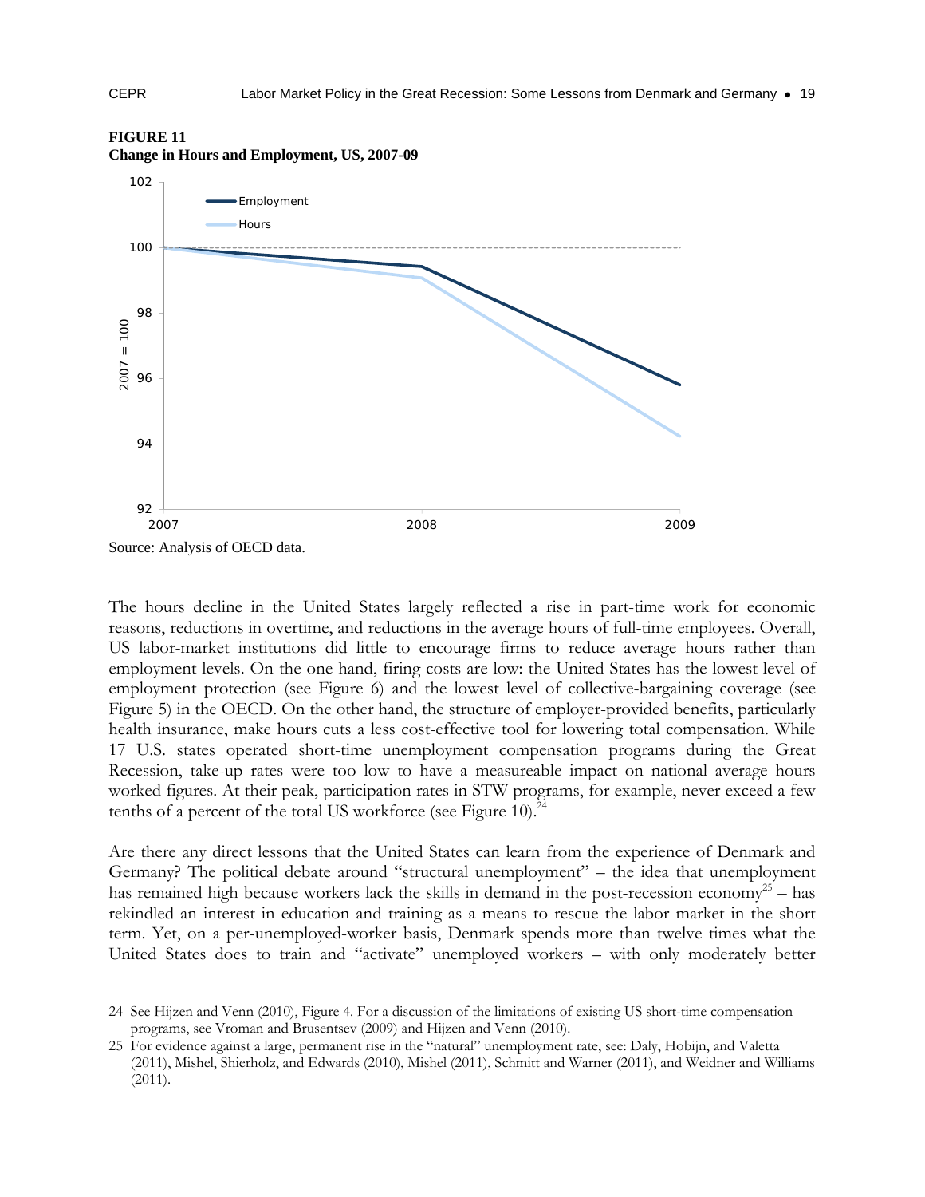**FIGURE 11**
**Change in Hours and Employment, US, 2007-09**

Source: Analysis of OECD data.

The hours decline in the United States largely reflected a rise in part-time work for economic reasons, reductions in overtime, and reductions in the average hours of full-time employees. Overall, US labor-market institutions did little to encourage firms to reduce average hours rather than employment levels. On the one hand, firing costs are low: the United States has the lowest level of employment protection (see Figure 6) and the lowest level of collective-bargaining coverage (see Figure 5) in the OECD. On the other hand, the structure of employer-provided benefits, particularly health insurance, make hours cuts a less cost-effective tool for lowering total compensation. While 17 U.S. states operated short-time unemployment compensation programs during the Great Recession, take-up rates were too low to have a measureable impact on national average hours worked figures. At their peak, participation rates in STW programs, for example, never exceed a few tenths of a percent of the total US workforce (see Figure 10).[24]

Are there any direct lessons that the United States can learn from the experience of Denmark and Germany? The political debate around "structural unemployment" – the idea that unemployment has remained high because workers lack the skills in demand in the post-recession economy[25] – has rekindled an interest in education and training as a means to rescue the labor market in the short term. Yet, on a per-unemployed-worker basis, Denmark spends more than twelve times what the United States does to train and "activate" unemployed workers – with only moderately better

24 See Hijzen and Venn (2010), Figure 4. For a discussion of the limitations of existing US short-time compensation programs, see Vroman and Brusentsev (2009) and Hijzen and Venn (2010).

25 For evidence against a large, permanent rise in the "natural" unemployment rate, see: Daly, Hobijn, and Valetta (2011), Mishel, Shierholz, and Edwards (2010), Mishel (2011), Schmitt and Warner (2011), and Weidner and Williams (2011).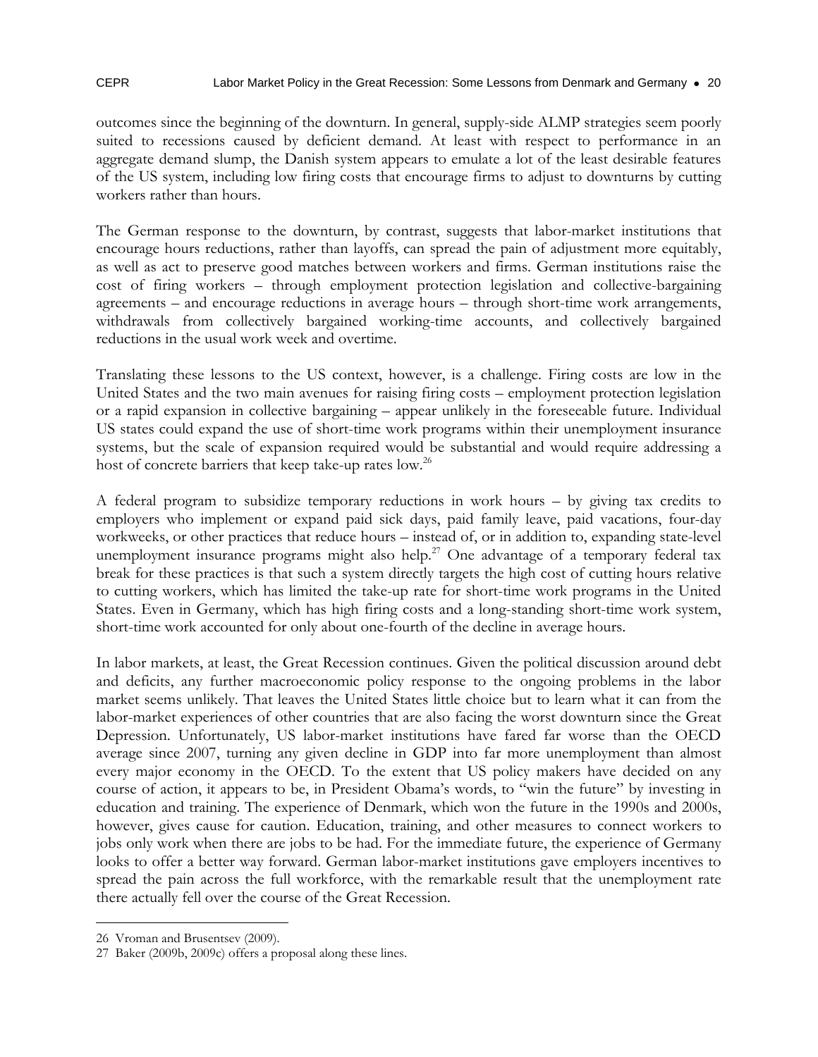outcomes since the beginning of the downturn. In general, supply-side ALMP strategies seem poorly suited to recessions caused by deficient demand. At least with respect to performance in an aggregate demand slump, the Danish system appears to emulate a lot of the least desirable features of the US system, including low firing costs that encourage firms to adjust to downturns by cutting workers rather than hours.

The German response to the downturn, by contrast, suggests that labor-market institutions that encourage hours reductions, rather than layoffs, can spread the pain of adjustment more equitably, as well as act to preserve good matches between workers and firms. German institutions raise the cost of firing workers – through employment protection legislation and collective-bargaining agreements – and encourage reductions in average hours – through short-time work arrangements, withdrawals from collectively bargained working-time accounts, and collectively bargained reductions in the usual work week and overtime.

Translating these lessons to the US context, however, is a challenge. Firing costs are low in the United States and the two main avenues for raising firing costs – employment protection legislation or a rapid expansion in collective bargaining – appear unlikely in the foreseeable future. Individual US states could expand the use of short-time work programs within their unemployment insurance systems, but the scale of expansion required would be substantial and would require addressing a host of concrete barriers that keep take-up rates low.[26]

A federal program to subsidize temporary reductions in work hours – by giving tax credits to employers who implement or expand paid sick days, paid family leave, paid vacations, four-day workweeks, or other practices that reduce hours – instead of, or in addition to, expanding state-level unemployment insurance programs might also help.[27] One advantage of a temporary federal tax break for these practices is that such a system directly targets the high cost of cutting hours relative to cutting workers, which has limited the take-up rate for short-time work programs in the United States. Even in Germany, which has high firing costs and a long-standing short-time work system, short-time work accounted for only about one-fourth of the decline in average hours.

In labor markets, at least, the Great Recession continues. Given the political discussion around debt and deficits, any further macroeconomic policy response to the ongoing problems in the labor market seems unlikely. That leaves the United States little choice but to learn what it can from the labor-market experiences of other countries that are also facing the worst downturn since the Great Depression. Unfortunately, US labor-market institutions have fared far worse than the OECD average since 2007, turning any given decline in GDP into far more unemployment than almost every major economy in the OECD. To the extent that US policy makers have decided on any course of action, it appears to be, in President Obama's words, to "win the future" by investing in education and training. The experience of Denmark, which won the future in the 1990s and 2000s, however, gives cause for caution. Education, training, and other measures to connect workers to jobs only work when there are jobs to be had. For the immediate future, the experience of Germany looks to offer a better way forward. German labor-market institutions gave employers incentives to spread the pain across the full workforce, with the remarkable result that the unemployment rate there actually fell over the course of the Great Recession.

---

26 Vroman and Brusentsev (2009).

27 Baker (2009b, 2009c) offers a proposal along these lines.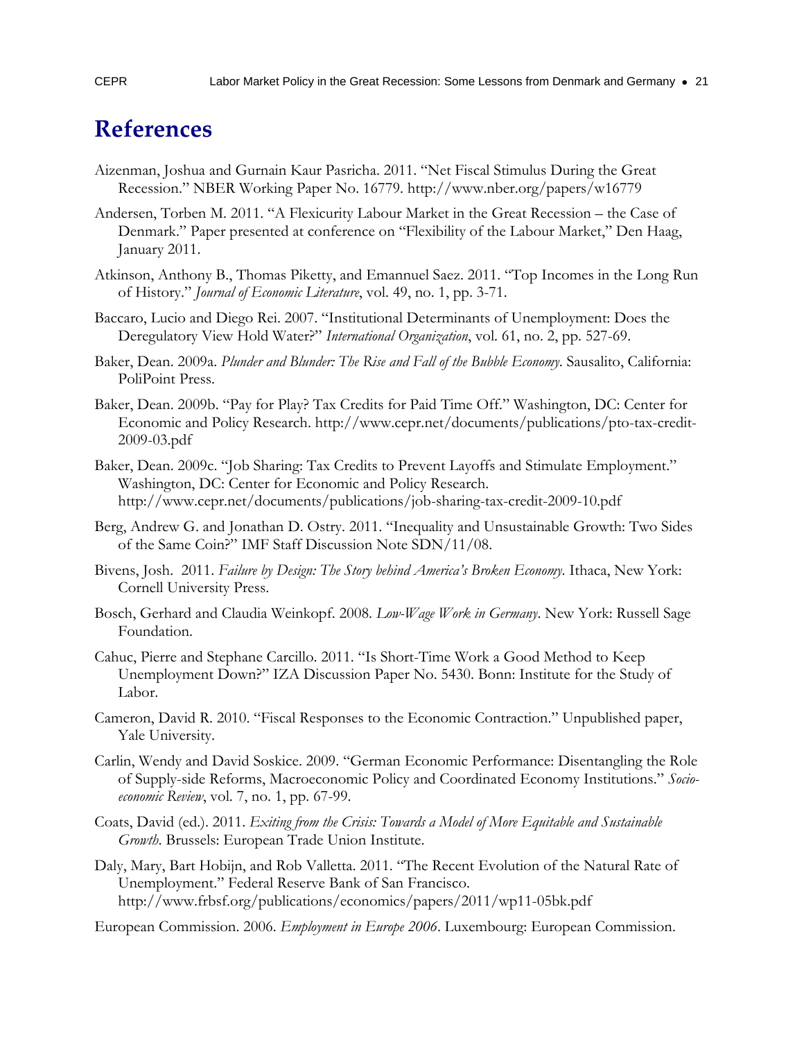# References

Aizenman, Joshua and Gurnain Kaur Pasricha. 2011. "Net Fiscal Stimulus During the Great Recession." NBER Working Paper No. 16779. http://www.nber.org/papers/w16779

Andersen, Torben M. 2011. "A Flexicurity Labour Market in the Great Recession – the Case of Denmark." Paper presented at conference on "Flexibility of the Labour Market," Den Haag, January 2011.

Atkinson, Anthony B., Thomas Piketty, and Emannuel Saez. 2011. "Top Incomes in the Long Run of History." *Journal of Economic Literature*, vol. 49, no. 1, pp. 3-71.

Baccaro, Lucio and Diego Rei. 2007. "Institutional Determinants of Unemployment: Does the Deregulatory View Hold Water?" *International Organization*, vol. 61, no. 2, pp. 527-69.

Baker, Dean. 2009a. *Plunder and Blunder: The Rise and Fall of the Bubble Economy*. Sausalito, California: PoliPoint Press.

Baker, Dean. 2009b. "Pay for Play? Tax Credits for Paid Time Off." Washington, DC: Center for Economic and Policy Research. http://www.cepr.net/documents/publications/pto-tax-credit-2009-03.pdf

Baker, Dean. 2009c. "Job Sharing: Tax Credits to Prevent Layoffs and Stimulate Employment." Washington, DC: Center for Economic and Policy Research. http://www.cepr.net/documents/publications/job-sharing-tax-credit-2009-10.pdf

Berg, Andrew G. and Jonathan D. Ostry. 2011. "Inequality and Unsustainable Growth: Two Sides of the Same Coin?" IMF Staff Discussion Note SDN/11/08.

Bivens, Josh. 2011. *Failure by Design: The Story behind America's Broken Economy*. Ithaca, New York: Cornell University Press.

Bosch, Gerhard and Claudia Weinkopf. 2008. *Low-Wage Work in Germany*. New York: Russell Sage Foundation.

Cahuc, Pierre and Stephane Carcillo. 2011. "Is Short-Time Work a Good Method to Keep Unemployment Down?" IZA Discussion Paper No. 5430. Bonn: Institute for the Study of Labor.

Cameron, David R. 2010. "Fiscal Responses to the Economic Contraction." Unpublished paper, Yale University.

Carlin, Wendy and David Soskice. 2009. "German Economic Performance: Disentangling the Role of Supply-side Reforms, Macroeconomic Policy and Coordinated Economy Institutions." *Socio-economic Review*, vol. 7, no. 1, pp. 67-99.

Coats, David (ed.). 2011. *Exiting from the Crisis: Towards a Model of More Equitable and Sustainable Growth*. Brussels: European Trade Union Institute.

Daly, Mary, Bart Hobijn, and Rob Valletta. 2011. "The Recent Evolution of the Natural Rate of Unemployment." Federal Reserve Bank of San Francisco. http://www.frbsf.org/publications/economics/papers/2011/wp11-05bk.pdf

European Commission. 2006. *Employment in Europe 2006*. Luxembourg: European Commission.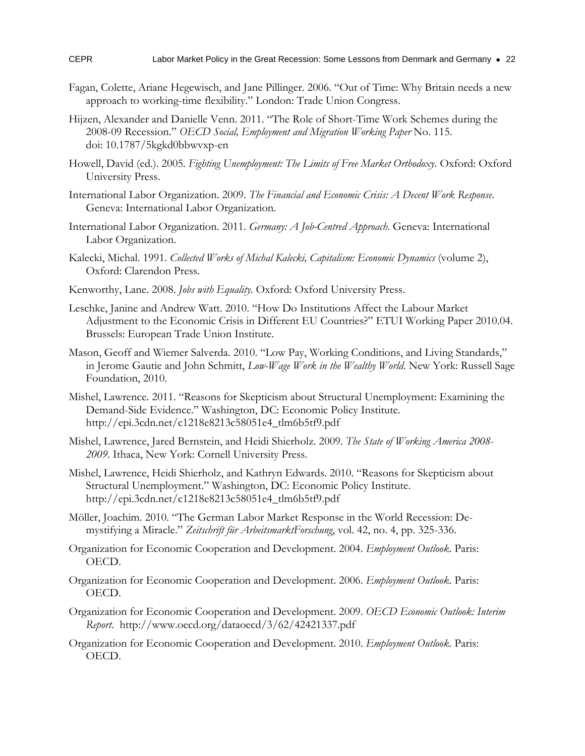Fagan, Colette, Ariane Hegewisch, and Jane Pillinger. 2006. "Out of Time: Why Britain needs a new approach to working-time flexibility." London: Trade Union Congress.

Hijzen, Alexander and Danielle Venn. 2011. "The Role of Short-Time Work Schemes during the 2008-09 Recession." *OECD Social, Employment and Migration Working Paper* No. 115. doi: 10.1787/5kgkd0bbwvxp-en

Howell, David (ed.). 2005. *Fighting Unemployment: The Limits of Free Market Orthodoxy*. Oxford: Oxford University Press.

International Labor Organization. 2009. *The Financial and Economic Crisis: A Decent Work Response*. Geneva: International Labor Organization.

International Labor Organization. 2011. *Germany: A Job-Centred Approach*. Geneva: International Labor Organization.

Kalecki, Michal. 1991. *Collected Works of Michal Kalecki, Capitalism: Economic Dynamics* (volume 2), Oxford: Clarendon Press.

Kenworthy, Lane. 2008. *Jobs with Equality*. Oxford: Oxford University Press.

Leschke, Janine and Andrew Watt. 2010. "How Do Institutions Affect the Labour Market Adjustment to the Economic Crisis in Different EU Countries?" ETUI Working Paper 2010.04. Brussels: European Trade Union Institute.

Mason, Geoff and Wiemer Salverda. 2010. "Low Pay, Working Conditions, and Living Standards," in Jerome Gautie and John Schmitt, *Low-Wage Work in the Wealthy World*. New York: Russell Sage Foundation, 2010.

Mishel, Lawrence. 2011. "Reasons for Skepticism about Structural Unemployment: Examining the Demand-Side Evidence." Washington, DC: Economic Policy Institute. http://epi.3cdn.net/c1218e8213c58051e4_tlm6b5tf9.pdf

Mishel, Lawrence, Jared Bernstein, and Heidi Shierholz. 2009. *The State of Working America 2008-2009*. Ithaca, New York: Cornell University Press.

Mishel, Lawrence, Heidi Shierholz, and Kathryn Edwards. 2010. "Reasons for Skepticism about Structural Unemployment." Washington, DC: Economic Policy Institute. http://epi.3cdn.net/c1218e8213c58051e4_tlm6b5tf9.pdf

Möller, Joachim. 2010. "The German Labor Market Response in the World Recession: De-mystifying a Miracle." *Zeitschrift für ArbeitsmarktForschung*, vol. 42, no. 4, pp. 325-336.

Organization for Economic Cooperation and Development. 2004. *Employment Outlook*. Paris: OECD.

Organization for Economic Cooperation and Development. 2006. *Employment Outlook*. Paris: OECD.

Organization for Economic Cooperation and Development. 2009. *OECD Economic Outlook: Interim Report*. http://www.oecd.org/dataoecd/3/62/42421337.pdf

Organization for Economic Cooperation and Development. 2010. *Employment Outlook*. Paris: OECD.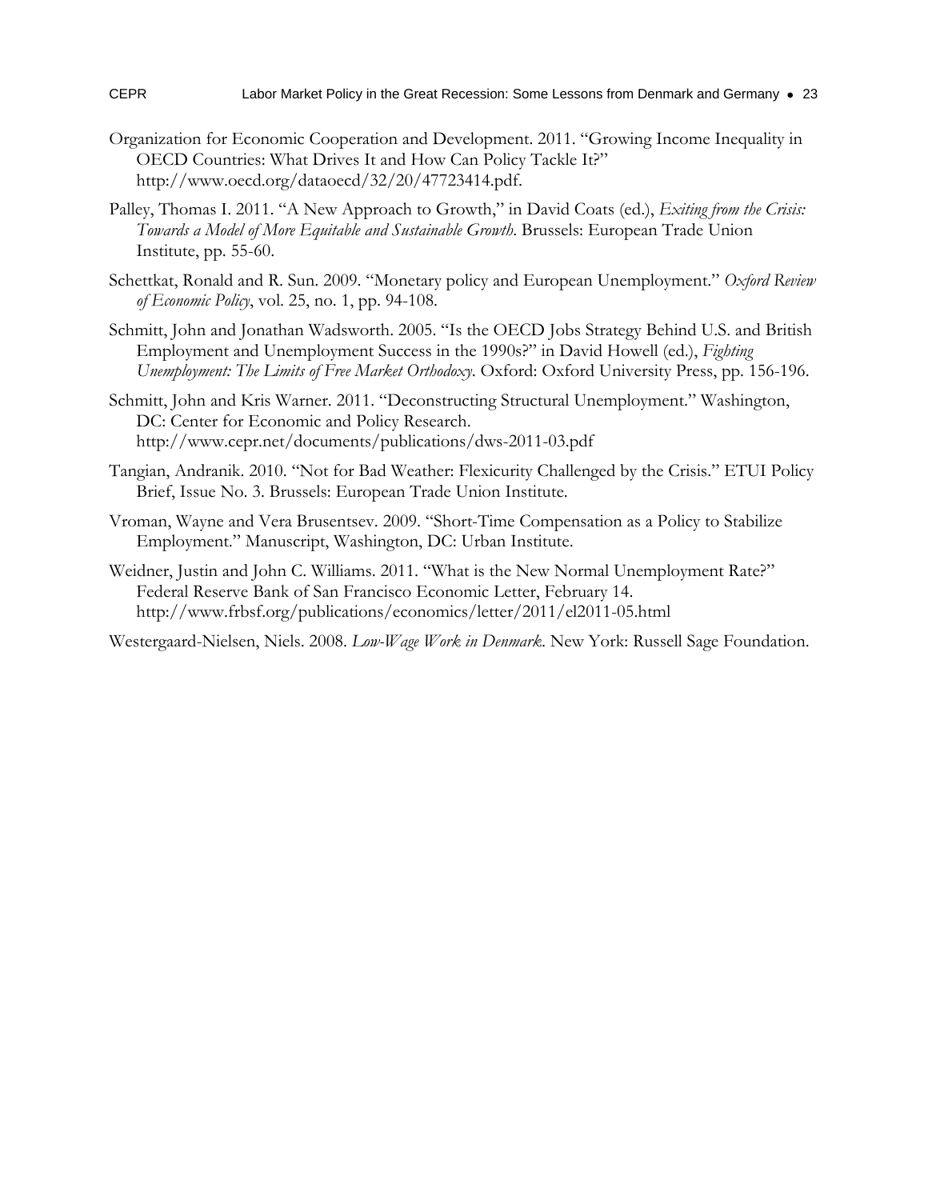Organization for Economic Cooperation and Development. 2011. "Growing Income Inequality in OECD Countries: What Drives It and How Can Policy Tackle It?" http://www.oecd.org/dataoecd/32/20/47723414.pdf.

Palley, Thomas I. 2011. "A New Approach to Growth," in David Coats (ed.), *Exiting from the Crisis: Towards a Model of More Equitable and Sustainable Growth*. Brussels: European Trade Union Institute, pp. 55-60.

Schettkat, Ronald and R. Sun. 2009. "Monetary policy and European Unemployment." *Oxford Review of Economic Policy*, vol. 25, no. 1, pp. 94-108.

Schmitt, John and Jonathan Wadsworth. 2005. "Is the OECD Jobs Strategy Behind U.S. and British Employment and Unemployment Success in the 1990s?" in David Howell (ed.), *Fighting Unemployment: The Limits of Free Market Orthodoxy*. Oxford: Oxford University Press, pp. 156-196.

Schmitt, John and Kris Warner. 2011. "Deconstructing Structural Unemployment." Washington, DC: Center for Economic and Policy Research. http://www.cepr.net/documents/publications/dws-2011-03.pdf

Tangian, Andranik. 2010. "Not for Bad Weather: Flexicurity Challenged by the Crisis." ETUI Policy Brief, Issue No. 3. Brussels: European Trade Union Institute.

Vroman, Wayne and Vera Brusentsev. 2009. "Short-Time Compensation as a Policy to Stabilize Employment." Manuscript, Washington, DC: Urban Institute.

Weidner, Justin and John C. Williams. 2011. "What is the New Normal Unemployment Rate?" Federal Reserve Bank of San Francisco Economic Letter, February 14. http://www.frbsf.org/publications/economics/letter/2011/el2011-05.html

Westergaard-Nielsen, Niels. 2008. *Low-Wage Work in Denmark*. New York: Russell Sage Foundation.